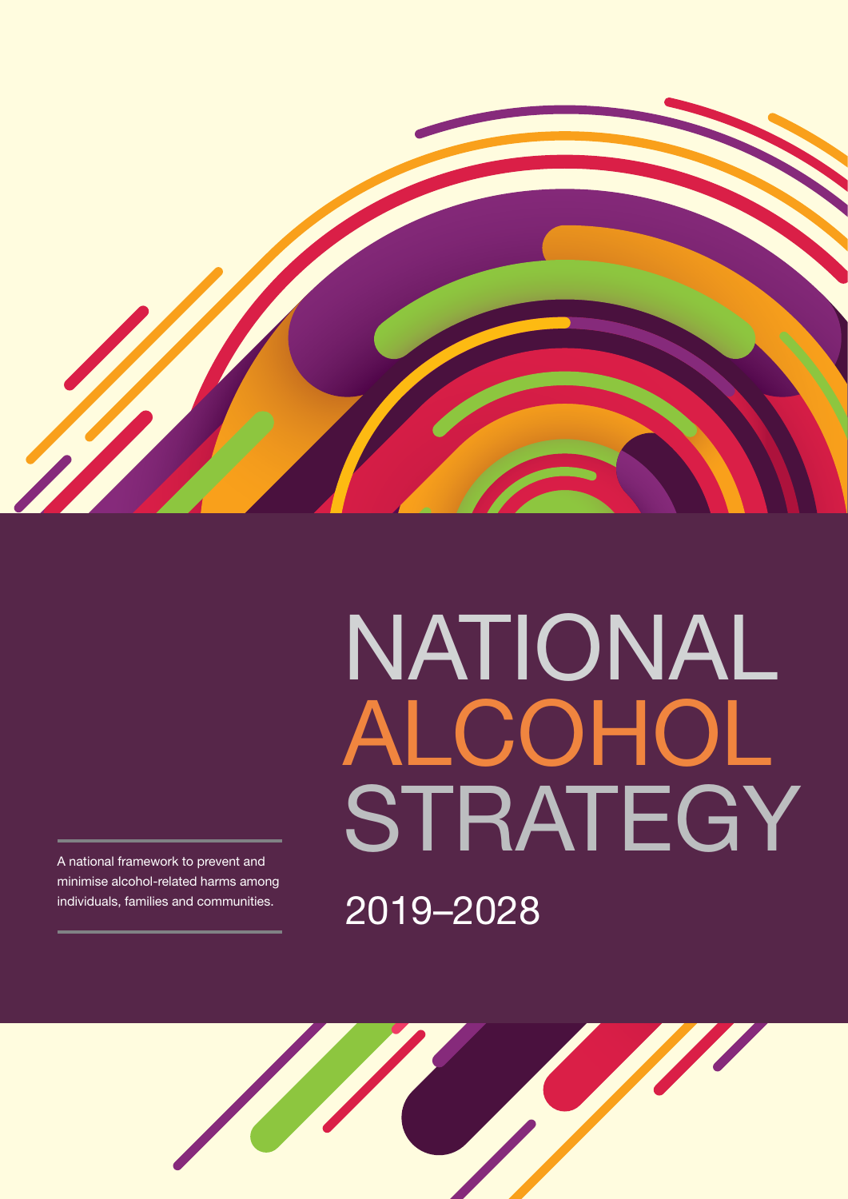# NATIONAL ALCOHOL STRATEGY

## 2019–2028

A national framework to prevent and minimise alcohol-related harms among individuals, families and communities.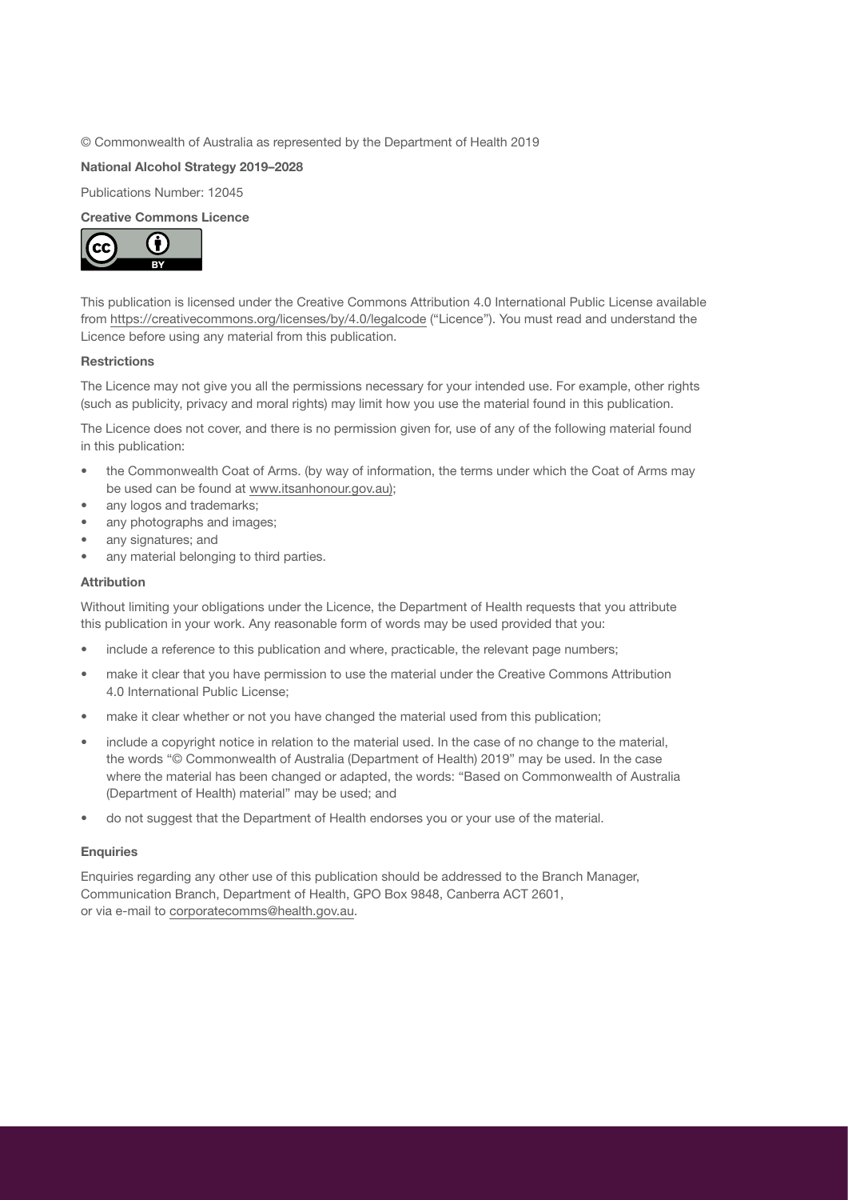© Commonwealth of Australia as represented by the Department of Health 2019

**National Alcohol Strategy 2019–2028**

Publications Number: 12045

**Creative Commons Licence**

This publication is licensed under the Creative Commons Attribution 4.0 International Public License available from https://creativecommons.org/licenses/by/4.0/legalcode ("Licence"). You must read and understand the Licence before using any material from this publication.

**Restrictions**

The Licence may not give you all the permissions necessary for your intended use. For example, other rights (such as publicity, privacy and moral rights) may limit how you use the material found in this publication.

The Licence does not cover, and there is no permission given for, use of any of the following material found in this publication:

- the Commonwealth Coat of Arms. (by way of information, the terms under which the Coat of Arms may be used can be found at www.itsanhonour.gov.au);
- any logos and trademarks;
- any photographs and images;
- any signatures; and
- any material belonging to third parties.

**Attribution**

Without limiting your obligations under the Licence, the Department of Health requests that you attribute this publication in your work. Any reasonable form of words may be used provided that you:

- include a reference to this publication and where, practicable, the relevant page numbers;
- make it clear that you have permission to use the material under the Creative Commons Attribution 4.0 International Public License;
- make it clear whether or not you have changed the material used from this publication;
- include a copyright notice in relation to the material used. In the case of no change to the material, the words "© Commonwealth of Australia (Department of Health) 2019" may be used. In the case where the material has been changed or adapted, the words: "Based on Commonwealth of Australia (Department of Health) material" may be used; and
- do not suggest that the Department of Health endorses you or your use of the material.

**Enquiries**

Enquiries regarding any other use of this publication should be addressed to the Branch Manager, Communication Branch, Department of Health, GPO Box 9848, Canberra ACT 2601, or via e-mail to corporatecomms@health.gov.au.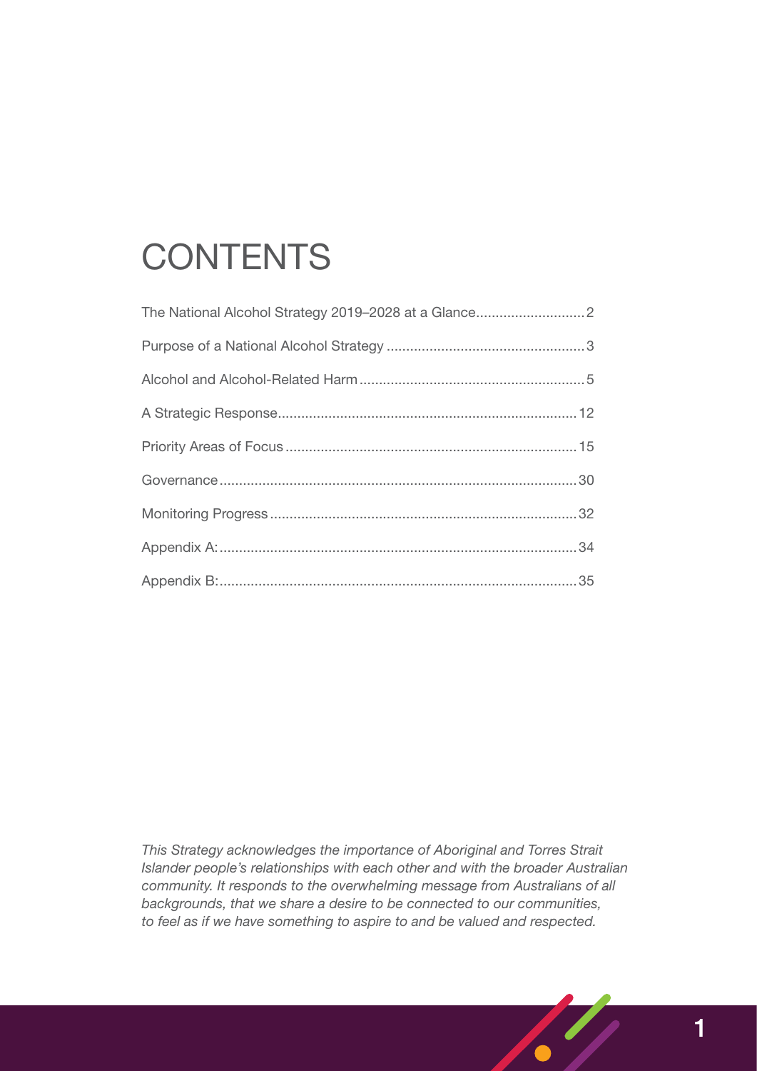# CONTENTS

The National Alcohol Strategy 2019–2028 at a Glance............................2

Purpose of a National Alcohol Strategy ..................................................3

Alcohol and Alcohol-Related Harm .........................................................5

A Strategic Response............................................................................12

Priority Areas of Focus ..........................................................................15

Governance ..........................................................................................30

Monitoring Progress..............................................................................32

Appendix A:..........................................................................................34

Appendix B:..........................................................................................35

*This Strategy acknowledges the importance of Aboriginal and Torres Strait Islander people's relationships with each other and with the broader Australian community. It responds to the overwhelming message from Australians of all backgrounds, that we share a desire to be connected to our communities, to feel as if we have something to aspire to and be valued and respected.*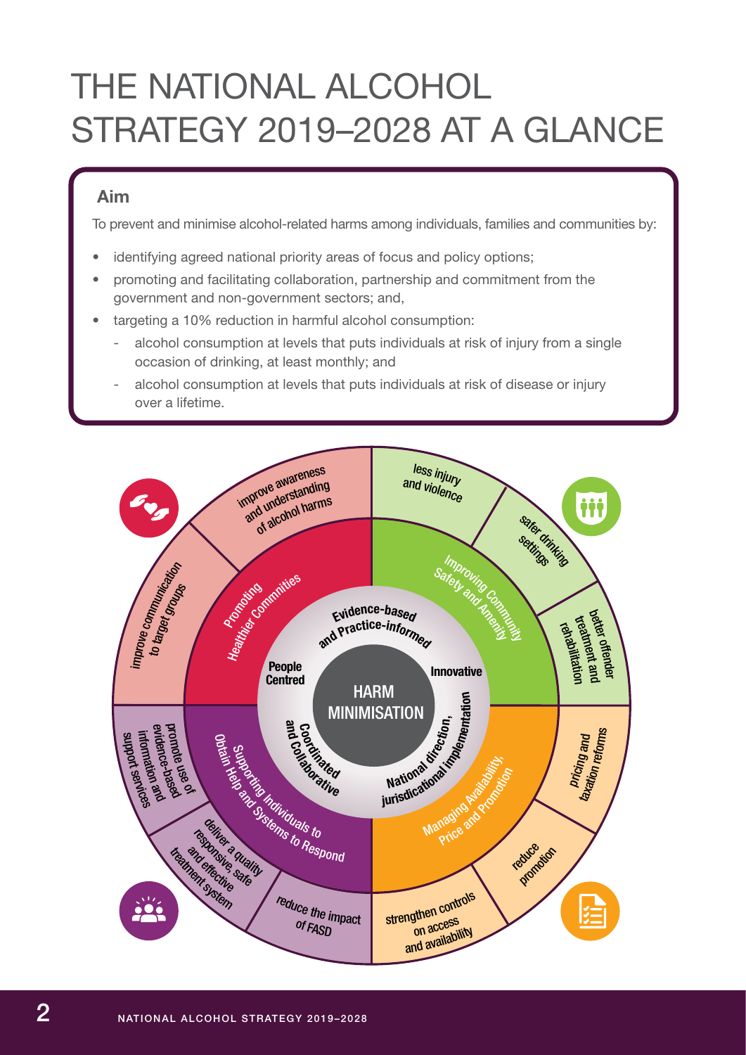# THE NATIONAL ALCOHOL STRATEGY 2019–2028 AT A GLANCE

**Aim**

To prevent and minimise alcohol-related harms among individuals, families and communities by:

- identifying agreed national priority areas of focus and policy options;
- promoting and facilitating collaboration, partnership and commitment from the government and non-government sectors; and,
- targeting a 10% reduction in harmful alcohol consumption:
  - alcohol consumption at levels that puts individuals at risk of injury from a single occasion of drinking, at least monthly; and
  - alcohol consumption at levels that puts individuals at risk of disease or injury over a lifetime.

HARM MINIMISATION

Evidence-based and Practice-informed

Innovative

National direction, jurisdictional implementation

Coordinated and Collaborative

People Centred

**Promoting Healthier Communities**
- improve awareness and understanding of alcohol harms
- improve communication to target groups

**Improving Community Safety and Amenity**
- less injury and violence
- safer drinking settings
- better offender treatment and rehabilitation

**Managing Availability, Price and Promotion**
- pricing and taxation reforms
- reduce promotion
- strengthen controls on access and availability

**Supporting Individuals to Obtain Help and Systems to Respond**
- reduce the impact of FASD
- deliver a quality responsive, safe and effective treatment system
- promote use of evidence-based information and support services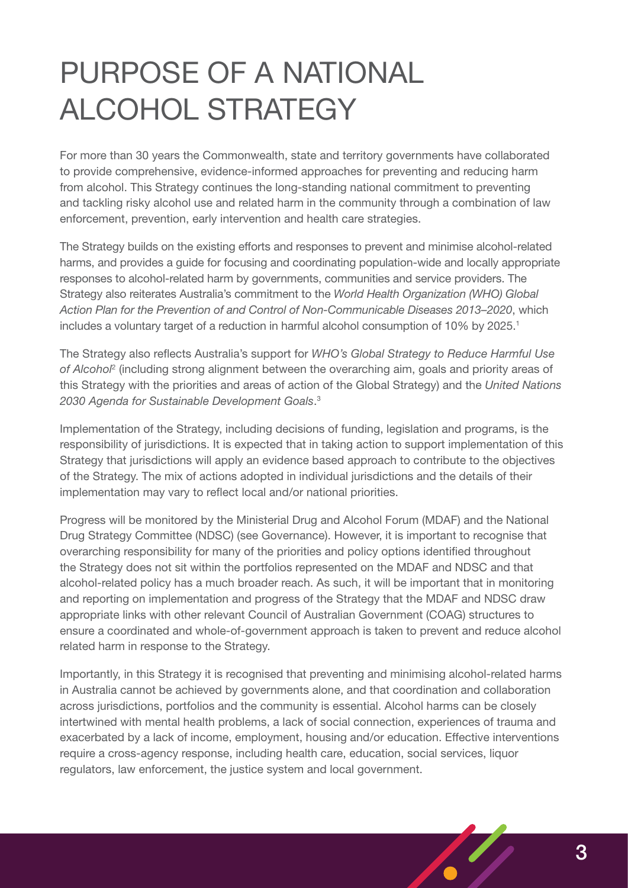# PURPOSE OF A NATIONAL ALCOHOL STRATEGY

For more than 30 years the Commonwealth, state and territory governments have collaborated to provide comprehensive, evidence-informed approaches for preventing and reducing harm from alcohol. This Strategy continues the long-standing national commitment to preventing and tackling risky alcohol use and related harm in the community through a combination of law enforcement, prevention, early intervention and health care strategies.

The Strategy builds on the existing efforts and responses to prevent and minimise alcohol-related harms, and provides a guide for focusing and coordinating population-wide and locally appropriate responses to alcohol-related harm by governments, communities and service providers. The Strategy also reiterates Australia's commitment to the *World Health Organization (WHO) Global Action Plan for the Prevention of and Control of Non-Communicable Diseases 2013–2020*, which includes a voluntary target of a reduction in harmful alcohol consumption of 10% by 2025.[1]

The Strategy also reflects Australia's support for *WHO's Global Strategy to Reduce Harmful Use of Alcohol*[2] (including strong alignment between the overarching aim, goals and priority areas of this Strategy with the priorities and areas of action of the Global Strategy) and the *United Nations 2030 Agenda for Sustainable Development Goals*.[3]

Implementation of the Strategy, including decisions of funding, legislation and programs, is the responsibility of jurisdictions. It is expected that in taking action to support implementation of this Strategy that jurisdictions will apply an evidence based approach to contribute to the objectives of the Strategy. The mix of actions adopted in individual jurisdictions and the details of their implementation may vary to reflect local and/or national priorities.

Progress will be monitored by the Ministerial Drug and Alcohol Forum (MDAF) and the National Drug Strategy Committee (NDSC) (see Governance). However, it is important to recognise that overarching responsibility for many of the priorities and policy options identified throughout the Strategy does not sit within the portfolios represented on the MDAF and NDSC and that alcohol-related policy has a much broader reach. As such, it will be important that in monitoring and reporting on implementation and progress of the Strategy that the MDAF and NDSC draw appropriate links with other relevant Council of Australian Government (COAG) structures to ensure a coordinated and whole-of-government approach is taken to prevent and reduce alcohol related harm in response to the Strategy.

Importantly, in this Strategy it is recognised that preventing and minimising alcohol-related harms in Australia cannot be achieved by governments alone, and that coordination and collaboration across jurisdictions, portfolios and the community is essential. Alcohol harms can be closely intertwined with mental health problems, a lack of social connection, experiences of trauma and exacerbated by a lack of income, employment, housing and/or education. Effective interventions require a cross-agency response, including health care, education, social services, liquor regulators, law enforcement, the justice system and local government.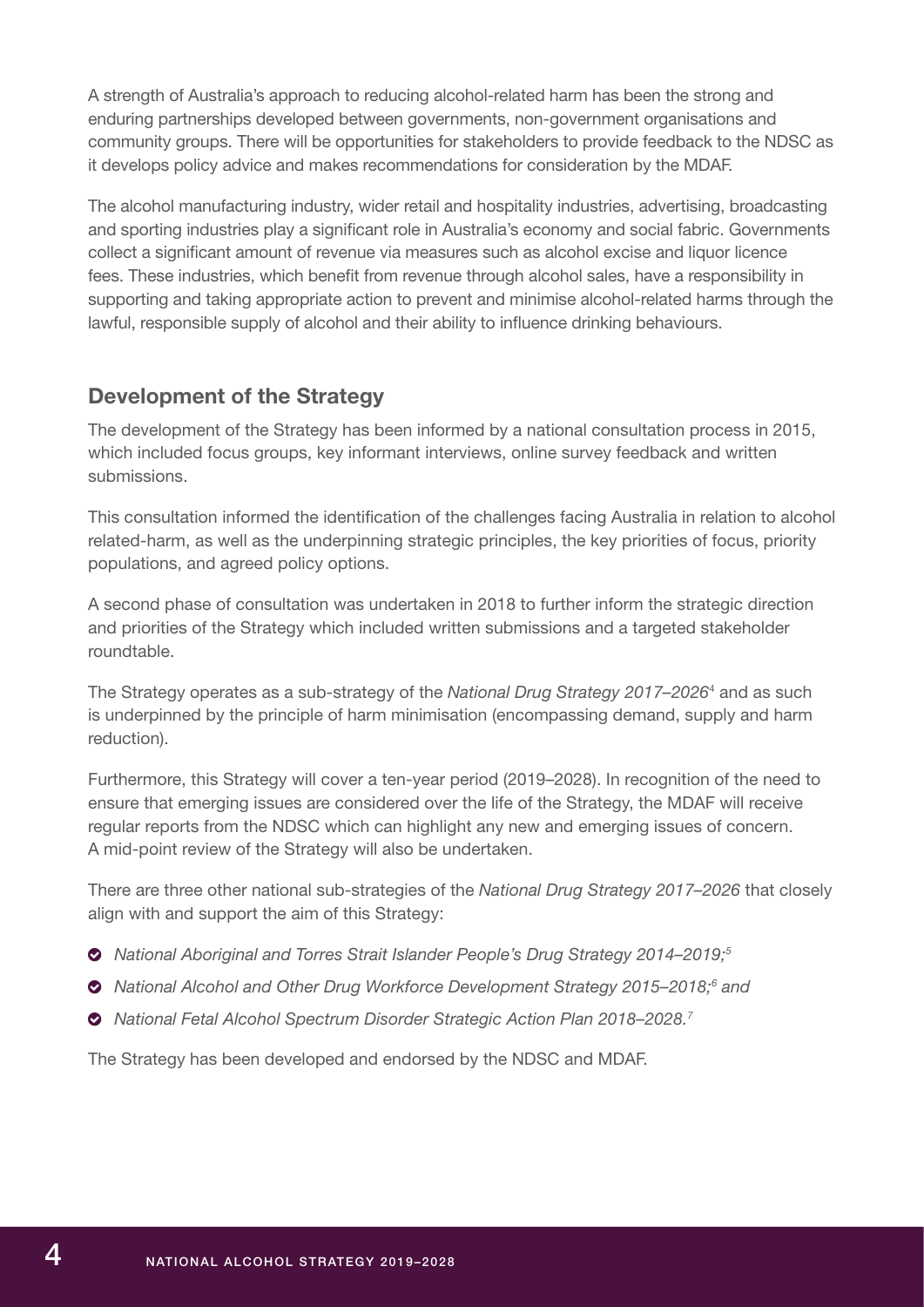A strength of Australia's approach to reducing alcohol-related harm has been the strong and enduring partnerships developed between governments, non-government organisations and community groups. There will be opportunities for stakeholders to provide feedback to the NDSC as it develops policy advice and makes recommendations for consideration by the MDAF.

The alcohol manufacturing industry, wider retail and hospitality industries, advertising, broadcasting and sporting industries play a significant role in Australia's economy and social fabric. Governments collect a significant amount of revenue via measures such as alcohol excise and liquor licence fees. These industries, which benefit from revenue through alcohol sales, have a responsibility in supporting and taking appropriate action to prevent and minimise alcohol-related harms through the lawful, responsible supply of alcohol and their ability to influence drinking behaviours.

## Development of the Strategy

The development of the Strategy has been informed by a national consultation process in 2015, which included focus groups, key informant interviews, online survey feedback and written submissions.

This consultation informed the identification of the challenges facing Australia in relation to alcohol related-harm, as well as the underpinning strategic principles, the key priorities of focus, priority populations, and agreed policy options.

A second phase of consultation was undertaken in 2018 to further inform the strategic direction and priorities of the Strategy which included written submissions and a targeted stakeholder roundtable.

The Strategy operates as a sub-strategy of the *National Drug Strategy 2017–2026*[4] and as such is underpinned by the principle of harm minimisation (encompassing demand, supply and harm reduction).

Furthermore, this Strategy will cover a ten-year period (2019–2028). In recognition of the need to ensure that emerging issues are considered over the life of the Strategy, the MDAF will receive regular reports from the NDSC which can highlight any new and emerging issues of concern. A mid-point review of the Strategy will also be undertaken.

There are three other national sub-strategies of the *National Drug Strategy 2017–2026* that closely align with and support the aim of this Strategy:

- *National Aboriginal and Torres Strait Islander People's Drug Strategy 2014–2019;*[5]
- *National Alcohol and Other Drug Workforce Development Strategy 2015–2018;*[6] *and*
- *National Fetal Alcohol Spectrum Disorder Strategic Action Plan 2018–2028.*[7]

The Strategy has been developed and endorsed by the NDSC and MDAF.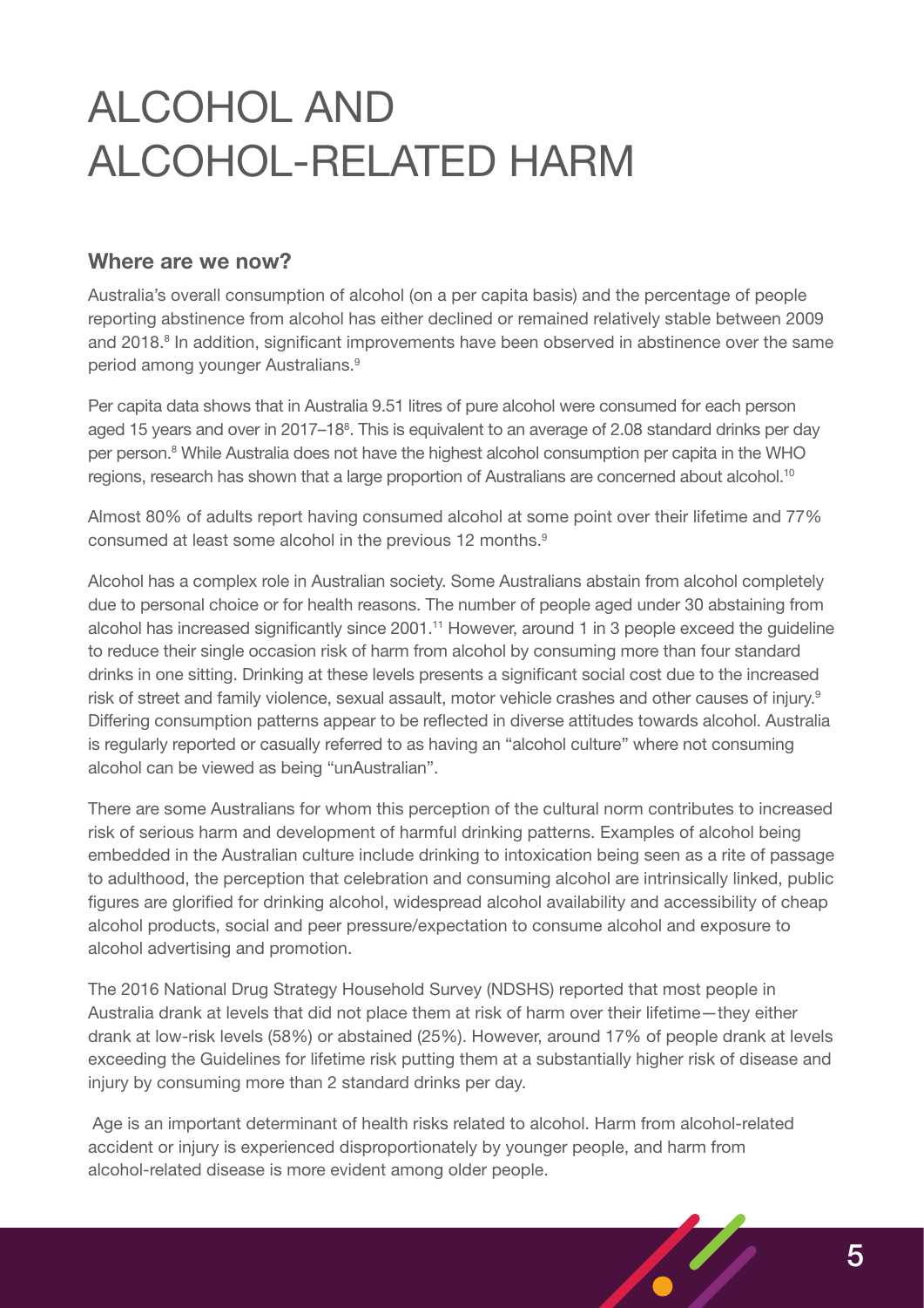# ALCOHOL AND ALCOHOL-RELATED HARM

## Where are we now?

Australia's overall consumption of alcohol (on a per capita basis) and the percentage of people reporting abstinence from alcohol has either declined or remained relatively stable between 2009 and 2018.[8] In addition, significant improvements have been observed in abstinence over the same period among younger Australians.[9]

Per capita data shows that in Australia 9.51 litres of pure alcohol were consumed for each person aged 15 years and over in 2017–18[8]. This is equivalent to an average of 2.08 standard drinks per day per person.[8] While Australia does not have the highest alcohol consumption per capita in the WHO regions, research has shown that a large proportion of Australians are concerned about alcohol.[10]

Almost 80% of adults report having consumed alcohol at some point over their lifetime and 77% consumed at least some alcohol in the previous 12 months.[9]

Alcohol has a complex role in Australian society. Some Australians abstain from alcohol completely due to personal choice or for health reasons. The number of people aged under 30 abstaining from alcohol has increased significantly since 2001.[11] However, around 1 in 3 people exceed the guideline to reduce their single occasion risk of harm from alcohol by consuming more than four standard drinks in one sitting. Drinking at these levels presents a significant social cost due to the increased risk of street and family violence, sexual assault, motor vehicle crashes and other causes of injury.[9] Differing consumption patterns appear to be reflected in diverse attitudes towards alcohol. Australia is regularly reported or casually referred to as having an "alcohol culture" where not consuming alcohol can be viewed as being "unAustralian".

There are some Australians for whom this perception of the cultural norm contributes to increased risk of serious harm and development of harmful drinking patterns. Examples of alcohol being embedded in the Australian culture include drinking to intoxication being seen as a rite of passage to adulthood, the perception that celebration and consuming alcohol are intrinsically linked, public figures are glorified for drinking alcohol, widespread alcohol availability and accessibility of cheap alcohol products, social and peer pressure/expectation to consume alcohol and exposure to alcohol advertising and promotion.

The 2016 National Drug Strategy Household Survey (NDSHS) reported that most people in Australia drank at levels that did not place them at risk of harm over their lifetime—they either drank at low-risk levels (58%) or abstained (25%). However, around 17% of people drank at levels exceeding the Guidelines for lifetime risk putting them at a substantially higher risk of disease and injury by consuming more than 2 standard drinks per day.

Age is an important determinant of health risks related to alcohol. Harm from alcohol-related accident or injury is experienced disproportionately by younger people, and harm from alcohol-related disease is more evident among older people.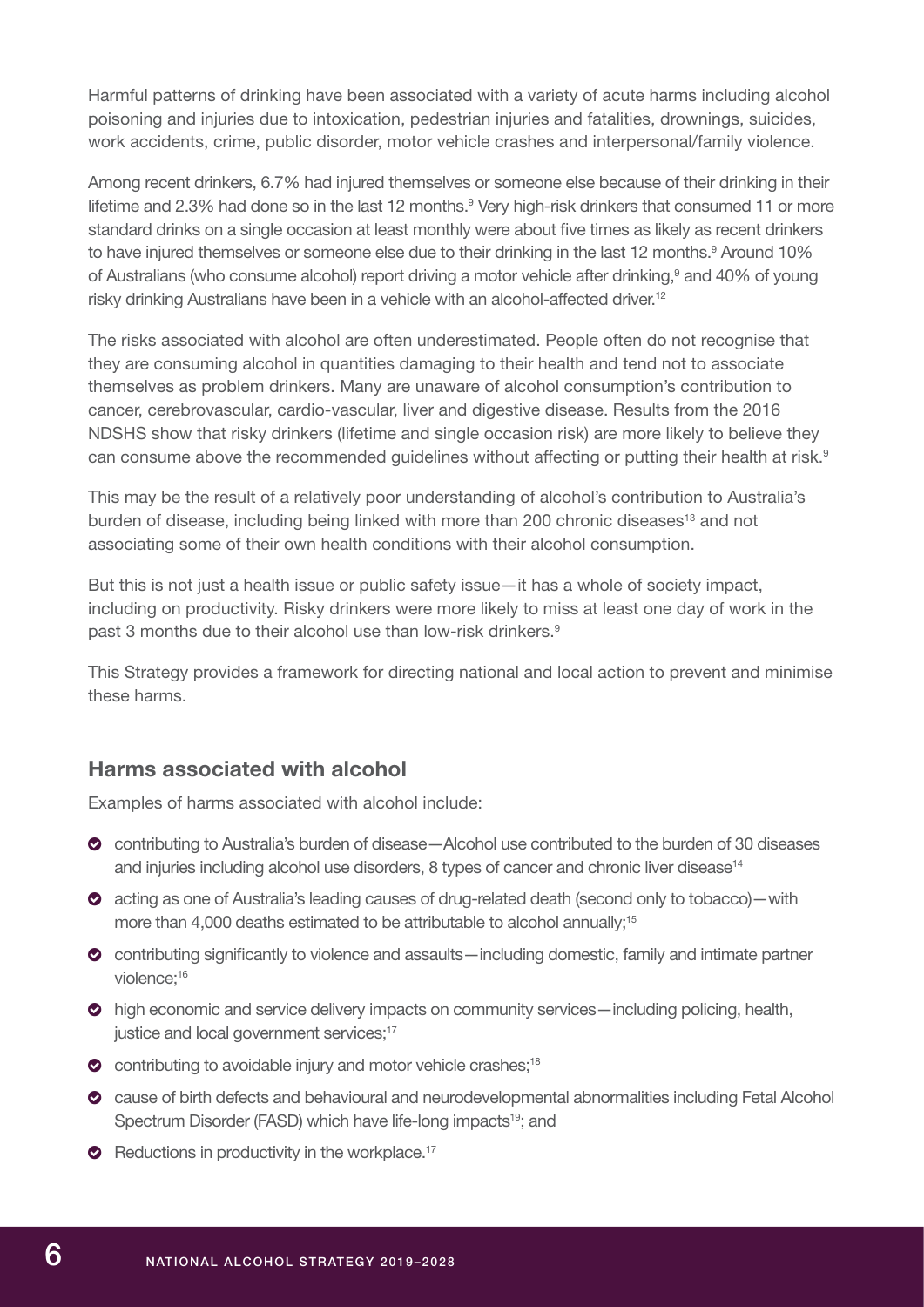Harmful patterns of drinking have been associated with a variety of acute harms including alcohol poisoning and injuries due to intoxication, pedestrian injuries and fatalities, drownings, suicides, work accidents, crime, public disorder, motor vehicle crashes and interpersonal/family violence.

Among recent drinkers, 6.7% had injured themselves or someone else because of their drinking in their lifetime and 2.3% had done so in the last 12 months.[9] Very high-risk drinkers that consumed 11 or more standard drinks on a single occasion at least monthly were about five times as likely as recent drinkers to have injured themselves or someone else due to their drinking in the last 12 months.[9] Around 10% of Australians (who consume alcohol) report driving a motor vehicle after drinking,[9] and 40% of young risky drinking Australians have been in a vehicle with an alcohol-affected driver.[12]

The risks associated with alcohol are often underestimated. People often do not recognise that they are consuming alcohol in quantities damaging to their health and tend not to associate themselves as problem drinkers. Many are unaware of alcohol consumption's contribution to cancer, cerebrovascular, cardio-vascular, liver and digestive disease. Results from the 2016 NDSHS show that risky drinkers (lifetime and single occasion risk) are more likely to believe they can consume above the recommended guidelines without affecting or putting their health at risk.[9]

This may be the result of a relatively poor understanding of alcohol's contribution to Australia's burden of disease, including being linked with more than 200 chronic diseases[13] and not associating some of their own health conditions with their alcohol consumption.

But this is not just a health issue or public safety issue—it has a whole of society impact, including on productivity. Risky drinkers were more likely to miss at least one day of work in the past 3 months due to their alcohol use than low-risk drinkers.[9]

This Strategy provides a framework for directing national and local action to prevent and minimise these harms.

## Harms associated with alcohol

Examples of harms associated with alcohol include:

- contributing to Australia's burden of disease—Alcohol use contributed to the burden of 30 diseases and injuries including alcohol use disorders, 8 types of cancer and chronic liver disease[14]
- acting as one of Australia's leading causes of drug-related death (second only to tobacco)—with more than 4,000 deaths estimated to be attributable to alcohol annually;[15]
- contributing significantly to violence and assaults—including domestic, family and intimate partner violence;[16]
- high economic and service delivery impacts on community services—including policing, health, justice and local government services;[17]
- contributing to avoidable injury and motor vehicle crashes;[18]
- cause of birth defects and behavioural and neurodevelopmental abnormalities including Fetal Alcohol Spectrum Disorder (FASD) which have life-long impacts[19]; and
- Reductions in productivity in the workplace.[17]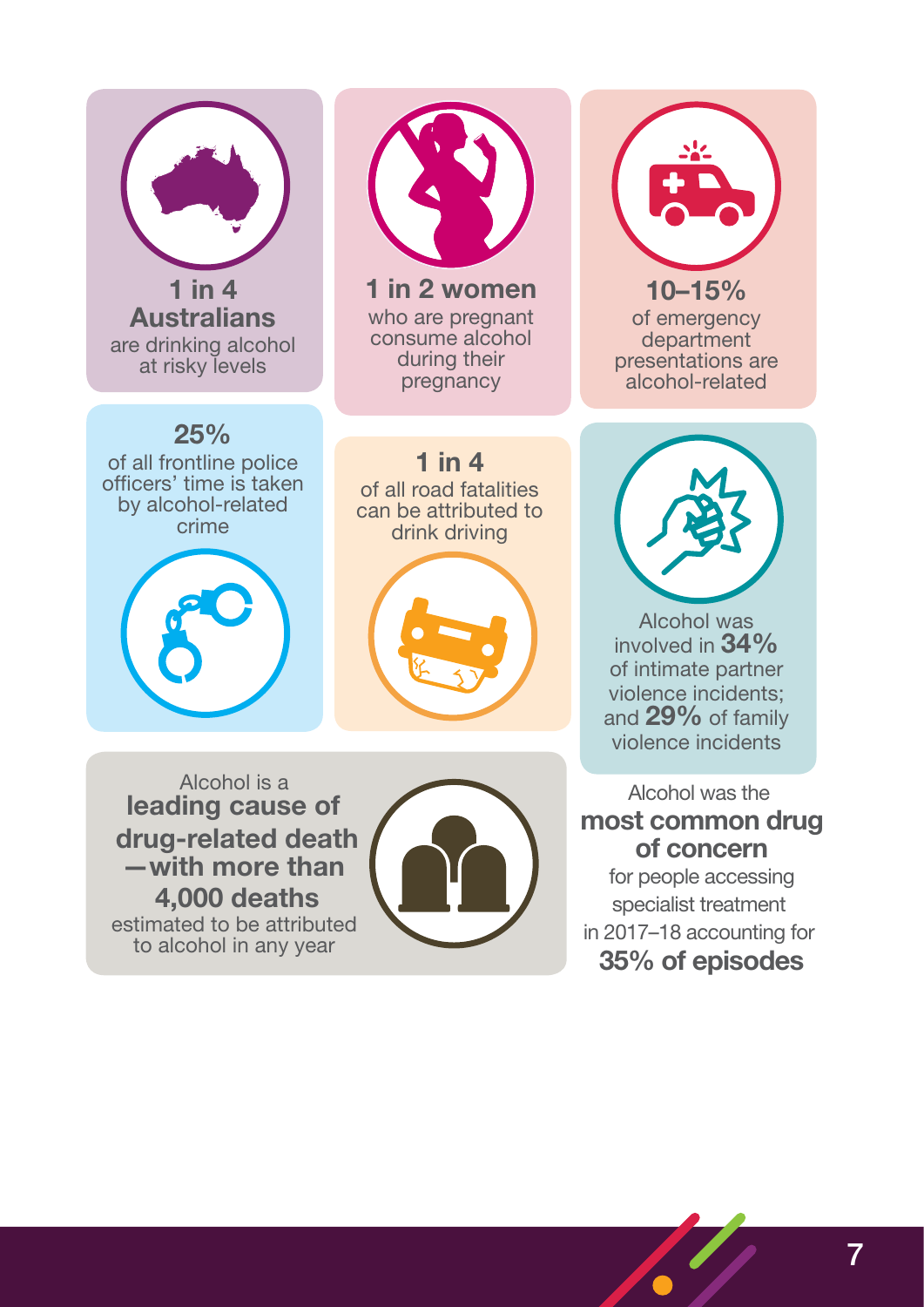**1 in 4 Australians** are drinking alcohol at risky levels

**1 in 2 women** who are pregnant consume alcohol during their pregnancy

**10–15%** of emergency department presentations are alcohol-related

**25%** of all frontline police officers' time is taken by alcohol-related crime

**1 in 4** of all road fatalities can be attributed to drink driving

Alcohol was involved in **34%** of intimate partner violence incidents; and **29%** of family violence incidents

Alcohol is a **leading cause of drug-related death — with more than 4,000 deaths** estimated to be attributed to alcohol in any year

Alcohol was the **most common drug of concern** for people accessing specialist treatment in 2017–18 accounting for **35% of episodes**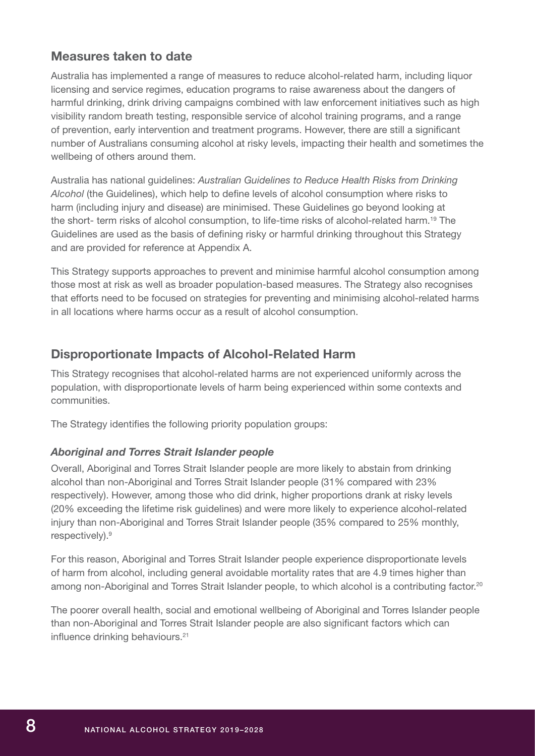## Measures taken to date

Australia has implemented a range of measures to reduce alcohol-related harm, including liquor licensing and service regimes, education programs to raise awareness about the dangers of harmful drinking, drink driving campaigns combined with law enforcement initiatives such as high visibility random breath testing, responsible service of alcohol training programs, and a range of prevention, early intervention and treatment programs. However, there are still a significant number of Australians consuming alcohol at risky levels, impacting their health and sometimes the wellbeing of others around them.

Australia has national guidelines: *Australian Guidelines to Reduce Health Risks from Drinking Alcohol* (the Guidelines), which help to define levels of alcohol consumption where risks to harm (including injury and disease) are minimised. These Guidelines go beyond looking at the short- term risks of alcohol consumption, to life-time risks of alcohol-related harm.[19] The Guidelines are used as the basis of defining risky or harmful drinking throughout this Strategy and are provided for reference at Appendix A.

This Strategy supports approaches to prevent and minimise harmful alcohol consumption among those most at risk as well as broader population-based measures. The Strategy also recognises that efforts need to be focused on strategies for preventing and minimising alcohol-related harms in all locations where harms occur as a result of alcohol consumption.

## Disproportionate Impacts of Alcohol-Related Harm

This Strategy recognises that alcohol-related harms are not experienced uniformly across the population, with disproportionate levels of harm being experienced within some contexts and communities.

The Strategy identifies the following priority population groups:

### *Aboriginal and Torres Strait Islander people*

Overall, Aboriginal and Torres Strait Islander people are more likely to abstain from drinking alcohol than non-Aboriginal and Torres Strait Islander people (31% compared with 23% respectively). However, among those who did drink, higher proportions drank at risky levels (20% exceeding the lifetime risk guidelines) and were more likely to experience alcohol-related injury than non-Aboriginal and Torres Strait Islander people (35% compared to 25% monthly, respectively).[9]

For this reason, Aboriginal and Torres Strait Islander people experience disproportionate levels of harm from alcohol, including general avoidable mortality rates that are 4.9 times higher than among non-Aboriginal and Torres Strait Islander people, to which alcohol is a contributing factor.[20]

The poorer overall health, social and emotional wellbeing of Aboriginal and Torres Islander people than non-Aboriginal and Torres Strait Islander people are also significant factors which can influence drinking behaviours.[21]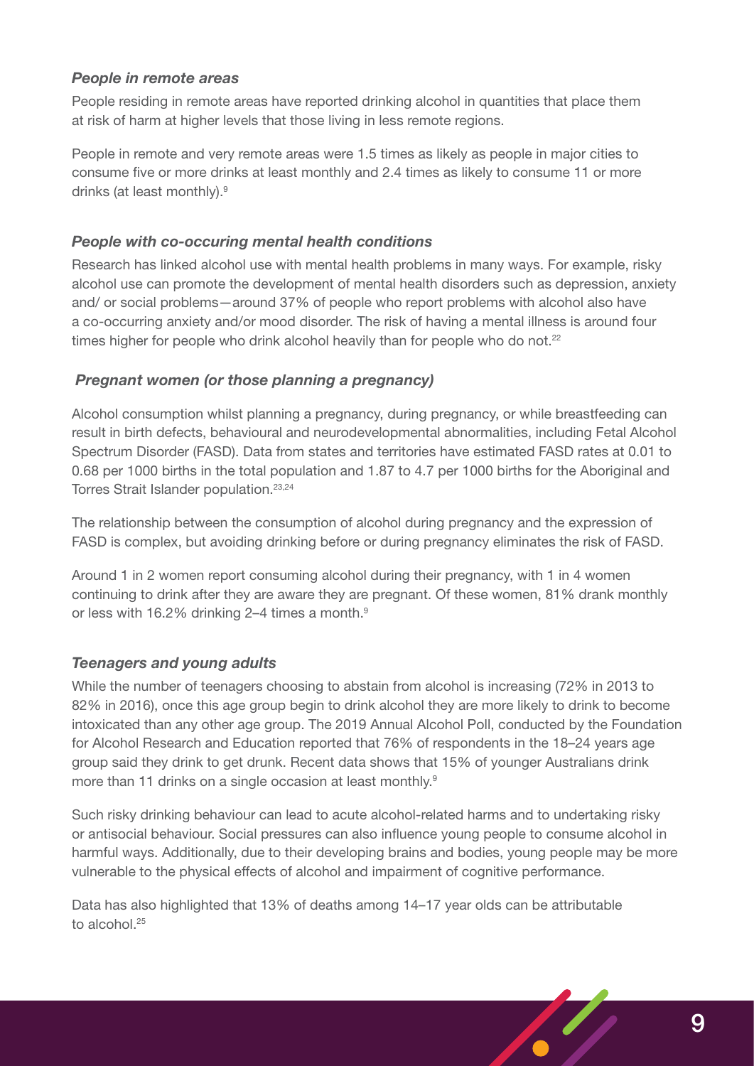### *People in remote areas*

People residing in remote areas have reported drinking alcohol in quantities that place them at risk of harm at higher levels that those living in less remote regions.

People in remote and very remote areas were 1.5 times as likely as people in major cities to consume five or more drinks at least monthly and 2.4 times as likely to consume 11 or more drinks (at least monthly).[9]

### *People with co-occuring mental health conditions*

Research has linked alcohol use with mental health problems in many ways. For example, risky alcohol use can promote the development of mental health disorders such as depression, anxiety and/ or social problems—around 37% of people who report problems with alcohol also have a co-occurring anxiety and/or mood disorder. The risk of having a mental illness is around four times higher for people who drink alcohol heavily than for people who do not.[22]

### *Pregnant women (or those planning a pregnancy)*

Alcohol consumption whilst planning a pregnancy, during pregnancy, or while breastfeeding can result in birth defects, behavioural and neurodevelopmental abnormalities, including Fetal Alcohol Spectrum Disorder (FASD). Data from states and territories have estimated FASD rates at 0.01 to 0.68 per 1000 births in the total population and 1.87 to 4.7 per 1000 births for the Aboriginal and Torres Strait Islander population.[23,24]

The relationship between the consumption of alcohol during pregnancy and the expression of FASD is complex, but avoiding drinking before or during pregnancy eliminates the risk of FASD.

Around 1 in 2 women report consuming alcohol during their pregnancy, with 1 in 4 women continuing to drink after they are aware they are pregnant. Of these women, 81% drank monthly or less with 16.2% drinking 2–4 times a month.[9]

### *Teenagers and young adults*

While the number of teenagers choosing to abstain from alcohol is increasing (72% in 2013 to 82% in 2016), once this age group begin to drink alcohol they are more likely to drink to become intoxicated than any other age group. The 2019 Annual Alcohol Poll, conducted by the Foundation for Alcohol Research and Education reported that 76% of respondents in the 18–24 years age group said they drink to get drunk. Recent data shows that 15% of younger Australians drink more than 11 drinks on a single occasion at least monthly.[9]

Such risky drinking behaviour can lead to acute alcohol-related harms and to undertaking risky or antisocial behaviour. Social pressures can also influence young people to consume alcohol in harmful ways. Additionally, due to their developing brains and bodies, young people may be more vulnerable to the physical effects of alcohol and impairment of cognitive performance.

Data has also highlighted that 13% of deaths among 14–17 year olds can be attributable to alcohol.[25]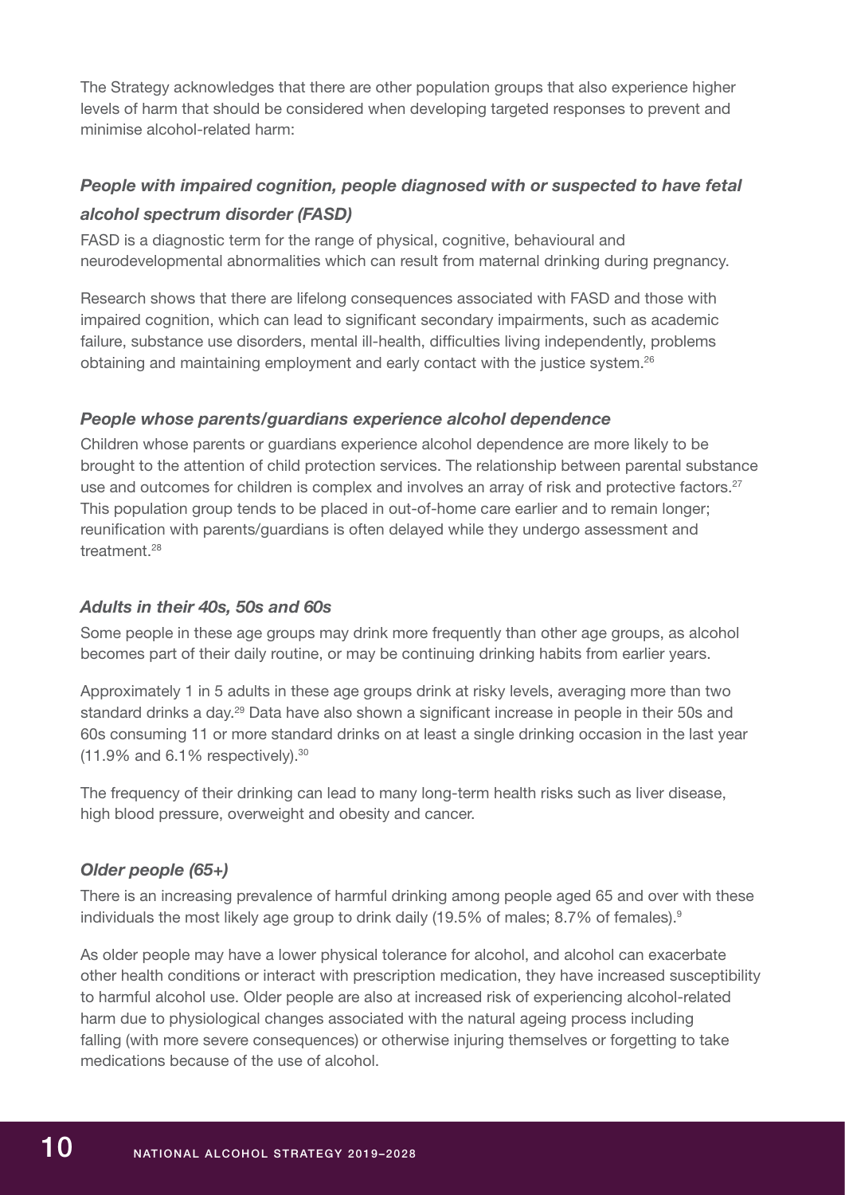The Strategy acknowledges that there are other population groups that also experience higher levels of harm that should be considered when developing targeted responses to prevent and minimise alcohol-related harm:

### *People with impaired cognition, people diagnosed with or suspected to have fetal alcohol spectrum disorder (FASD)*

FASD is a diagnostic term for the range of physical, cognitive, behavioural and neurodevelopmental abnormalities which can result from maternal drinking during pregnancy.

Research shows that there are lifelong consequences associated with FASD and those with impaired cognition, which can lead to significant secondary impairments, such as academic failure, substance use disorders, mental ill-health, difficulties living independently, problems obtaining and maintaining employment and early contact with the justice system.[26]

### *People whose parents/guardians experience alcohol dependence*

Children whose parents or guardians experience alcohol dependence are more likely to be brought to the attention of child protection services. The relationship between parental substance use and outcomes for children is complex and involves an array of risk and protective factors.[27] This population group tends to be placed in out-of-home care earlier and to remain longer; reunification with parents/guardians is often delayed while they undergo assessment and treatment.[28]

### *Adults in their 40s, 50s and 60s*

Some people in these age groups may drink more frequently than other age groups, as alcohol becomes part of their daily routine, or may be continuing drinking habits from earlier years.

Approximately 1 in 5 adults in these age groups drink at risky levels, averaging more than two standard drinks a day.[29] Data have also shown a significant increase in people in their 50s and 60s consuming 11 or more standard drinks on at least a single drinking occasion in the last year (11.9% and 6.1% respectively).[30]

The frequency of their drinking can lead to many long-term health risks such as liver disease, high blood pressure, overweight and obesity and cancer.

### *Older people (65+)*

There is an increasing prevalence of harmful drinking among people aged 65 and over with these individuals the most likely age group to drink daily (19.5% of males; 8.7% of females).[9]

As older people may have a lower physical tolerance for alcohol, and alcohol can exacerbate other health conditions or interact with prescription medication, they have increased susceptibility to harmful alcohol use. Older people are also at increased risk of experiencing alcohol-related harm due to physiological changes associated with the natural ageing process including falling (with more severe consequences) or otherwise injuring themselves or forgetting to take medications because of the use of alcohol.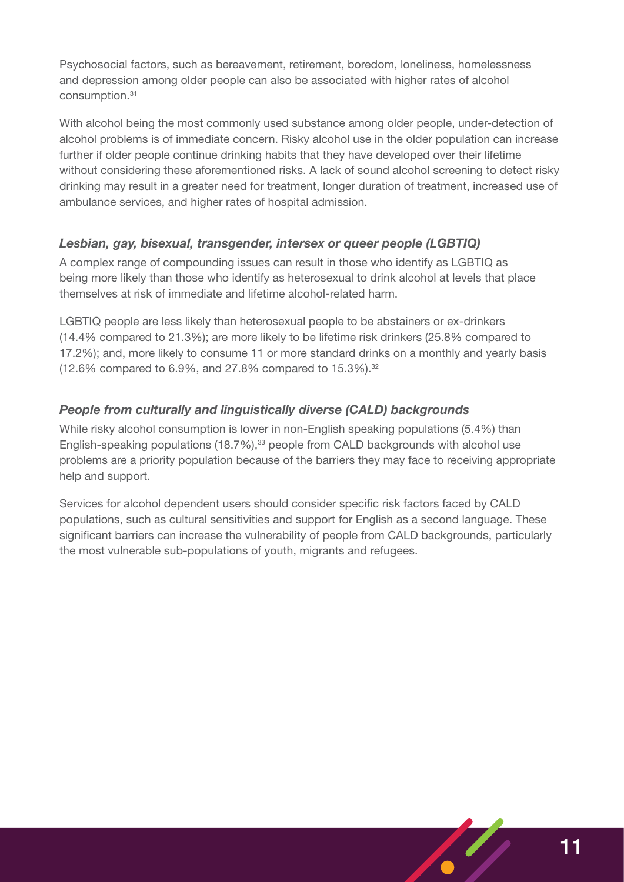Psychosocial factors, such as bereavement, retirement, boredom, loneliness, homelessness and depression among older people can also be associated with higher rates of alcohol consumption.[31]

With alcohol being the most commonly used substance among older people, under-detection of alcohol problems is of immediate concern. Risky alcohol use in the older population can increase further if older people continue drinking habits that they have developed over their lifetime without considering these aforementioned risks. A lack of sound alcohol screening to detect risky drinking may result in a greater need for treatment, longer duration of treatment, increased use of ambulance services, and higher rates of hospital admission.

### *Lesbian, gay, bisexual, transgender, intersex or queer people (LGBTIQ)*

A complex range of compounding issues can result in those who identify as LGBTIQ as being more likely than those who identify as heterosexual to drink alcohol at levels that place themselves at risk of immediate and lifetime alcohol-related harm.

LGBTIQ people are less likely than heterosexual people to be abstainers or ex-drinkers (14.4% compared to 21.3%); are more likely to be lifetime risk drinkers (25.8% compared to 17.2%); and, more likely to consume 11 or more standard drinks on a monthly and yearly basis (12.6% compared to 6.9%, and 27.8% compared to 15.3%).[32]

### *People from culturally and linguistically diverse (CALD) backgrounds*

While risky alcohol consumption is lower in non-English speaking populations (5.4%) than English-speaking populations (18.7%),[33] people from CALD backgrounds with alcohol use problems are a priority population because of the barriers they may face to receiving appropriate help and support.

Services for alcohol dependent users should consider specific risk factors faced by CALD populations, such as cultural sensitivities and support for English as a second language. These significant barriers can increase the vulnerability of people from CALD backgrounds, particularly the most vulnerable sub-populations of youth, migrants and refugees.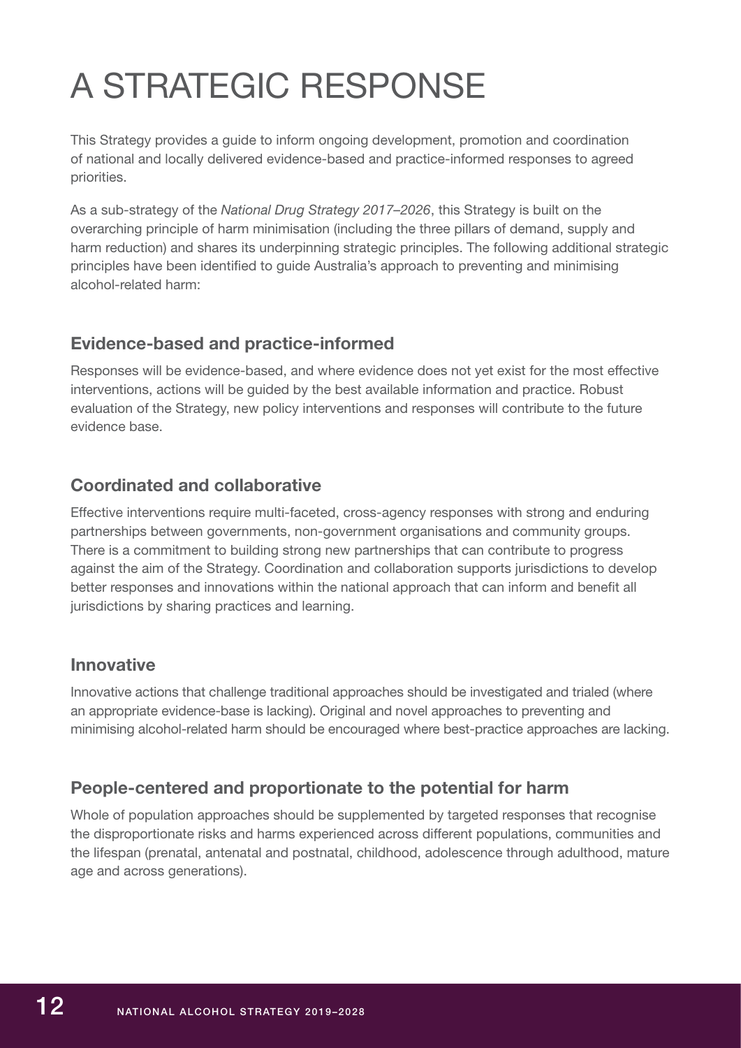# A STRATEGIC RESPONSE

This Strategy provides a guide to inform ongoing development, promotion and coordination of national and locally delivered evidence-based and practice-informed responses to agreed priorities.

As a sub-strategy of the *National Drug Strategy 2017–2026*, this Strategy is built on the overarching principle of harm minimisation (including the three pillars of demand, supply and harm reduction) and shares its underpinning strategic principles. The following additional strategic principles have been identified to guide Australia's approach to preventing and minimising alcohol-related harm:

## Evidence-based and practice-informed

Responses will be evidence-based, and where evidence does not yet exist for the most effective interventions, actions will be guided by the best available information and practice. Robust evaluation of the Strategy, new policy interventions and responses will contribute to the future evidence base.

## Coordinated and collaborative

Effective interventions require multi-faceted, cross-agency responses with strong and enduring partnerships between governments, non-government organisations and community groups. There is a commitment to building strong new partnerships that can contribute to progress against the aim of the Strategy. Coordination and collaboration supports jurisdictions to develop better responses and innovations within the national approach that can inform and benefit all jurisdictions by sharing practices and learning.

## Innovative

Innovative actions that challenge traditional approaches should be investigated and trialed (where an appropriate evidence-base is lacking). Original and novel approaches to preventing and minimising alcohol-related harm should be encouraged where best-practice approaches are lacking.

## People-centered and proportionate to the potential for harm

Whole of population approaches should be supplemented by targeted responses that recognise the disproportionate risks and harms experienced across different populations, communities and the lifespan (prenatal, antenatal and postnatal, childhood, adolescence through adulthood, mature age and across generations).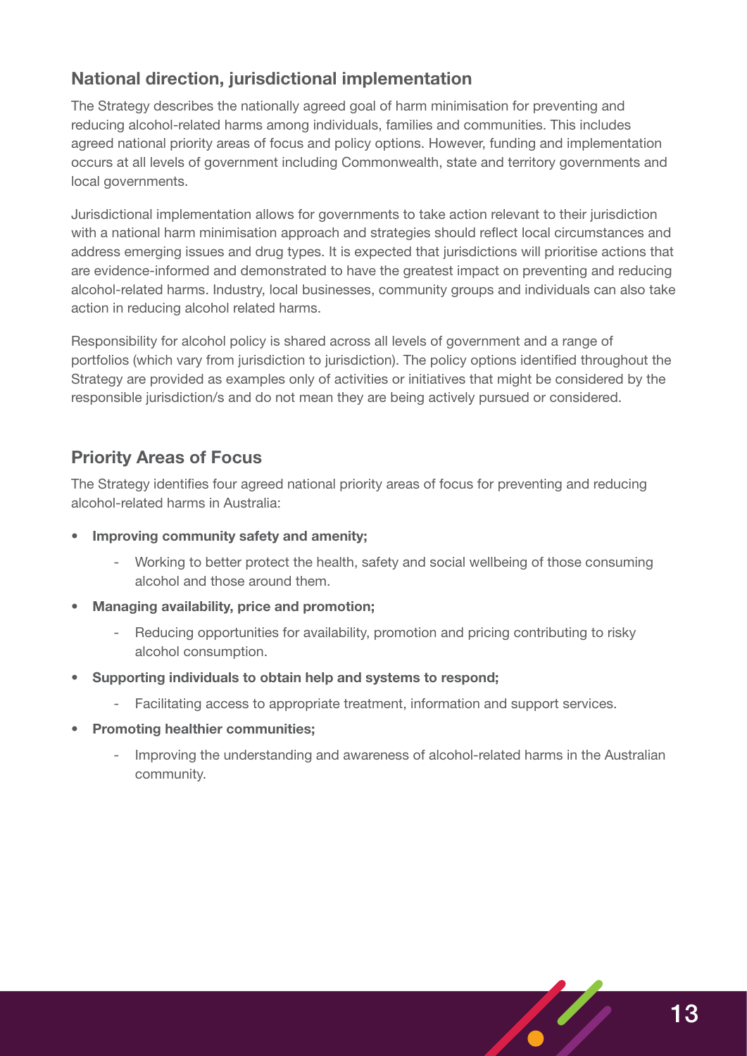## National direction, jurisdictional implementation

The Strategy describes the nationally agreed goal of harm minimisation for preventing and reducing alcohol-related harms among individuals, families and communities. This includes agreed national priority areas of focus and policy options. However, funding and implementation occurs at all levels of government including Commonwealth, state and territory governments and local governments.

Jurisdictional implementation allows for governments to take action relevant to their jurisdiction with a national harm minimisation approach and strategies should reflect local circumstances and address emerging issues and drug types. It is expected that jurisdictions will prioritise actions that are evidence-informed and demonstrated to have the greatest impact on preventing and reducing alcohol-related harms. Industry, local businesses, community groups and individuals can also take action in reducing alcohol related harms.

Responsibility for alcohol policy is shared across all levels of government and a range of portfolios (which vary from jurisdiction to jurisdiction). The policy options identified throughout the Strategy are provided as examples only of activities or initiatives that might be considered by the responsible jurisdiction/s and do not mean they are being actively pursued or considered.

## Priority Areas of Focus

The Strategy identifies four agreed national priority areas of focus for preventing and reducing alcohol-related harms in Australia:

- **Improving community safety and amenity;**
  - Working to better protect the health, safety and social wellbeing of those consuming alcohol and those around them.
- **Managing availability, price and promotion;**
  - Reducing opportunities for availability, promotion and pricing contributing to risky alcohol consumption.
- **Supporting individuals to obtain help and systems to respond;**
  - Facilitating access to appropriate treatment, information and support services.
- **Promoting healthier communities;**
  - Improving the understanding and awareness of alcohol-related harms in the Australian community.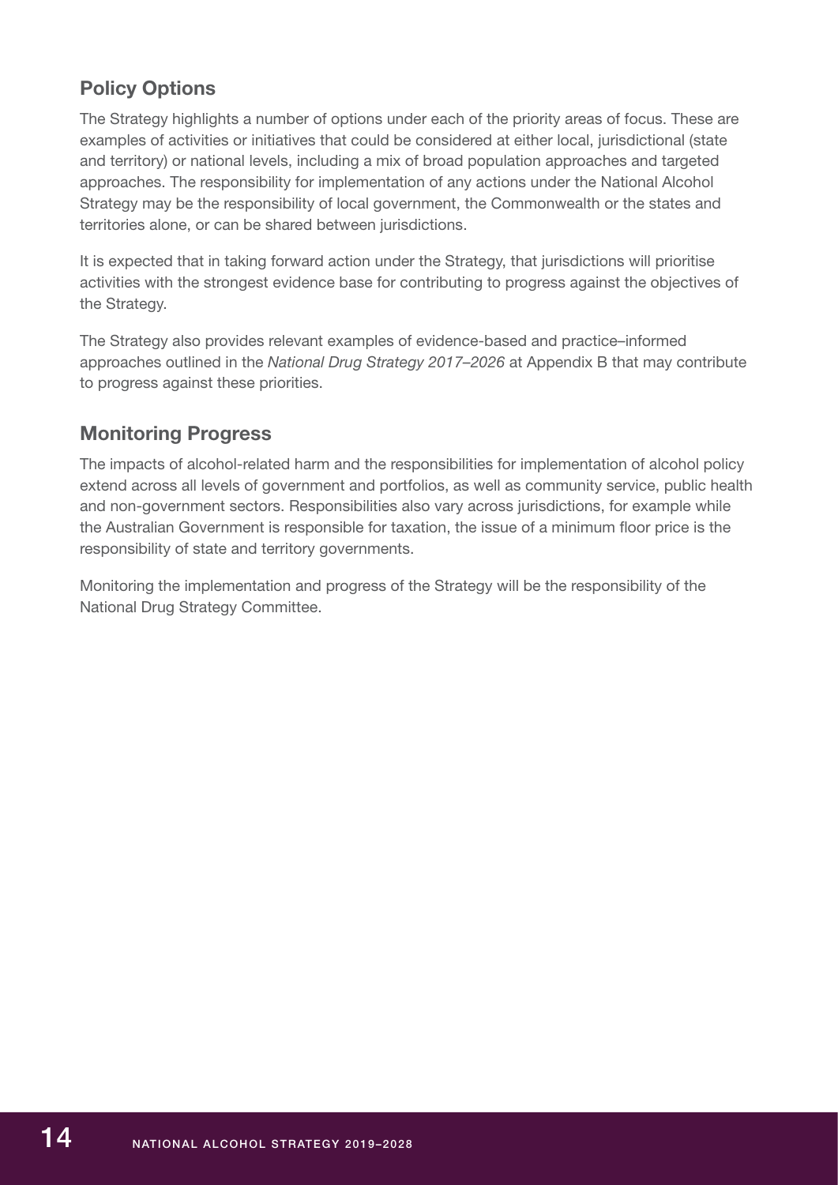## Policy Options

The Strategy highlights a number of options under each of the priority areas of focus. These are examples of activities or initiatives that could be considered at either local, jurisdictional (state and territory) or national levels, including a mix of broad population approaches and targeted approaches. The responsibility for implementation of any actions under the National Alcohol Strategy may be the responsibility of local government, the Commonwealth or the states and territories alone, or can be shared between jurisdictions.

It is expected that in taking forward action under the Strategy, that jurisdictions will prioritise activities with the strongest evidence base for contributing to progress against the objectives of the Strategy.

The Strategy also provides relevant examples of evidence-based and practice–informed approaches outlined in the *National Drug Strategy 2017–2026* at Appendix B that may contribute to progress against these priorities.

## Monitoring Progress

The impacts of alcohol-related harm and the responsibilities for implementation of alcohol policy extend across all levels of government and portfolios, as well as community service, public health and non-government sectors. Responsibilities also vary across jurisdictions, for example while the Australian Government is responsible for taxation, the issue of a minimum floor price is the responsibility of state and territory governments.

Monitoring the implementation and progress of the Strategy will be the responsibility of the National Drug Strategy Committee.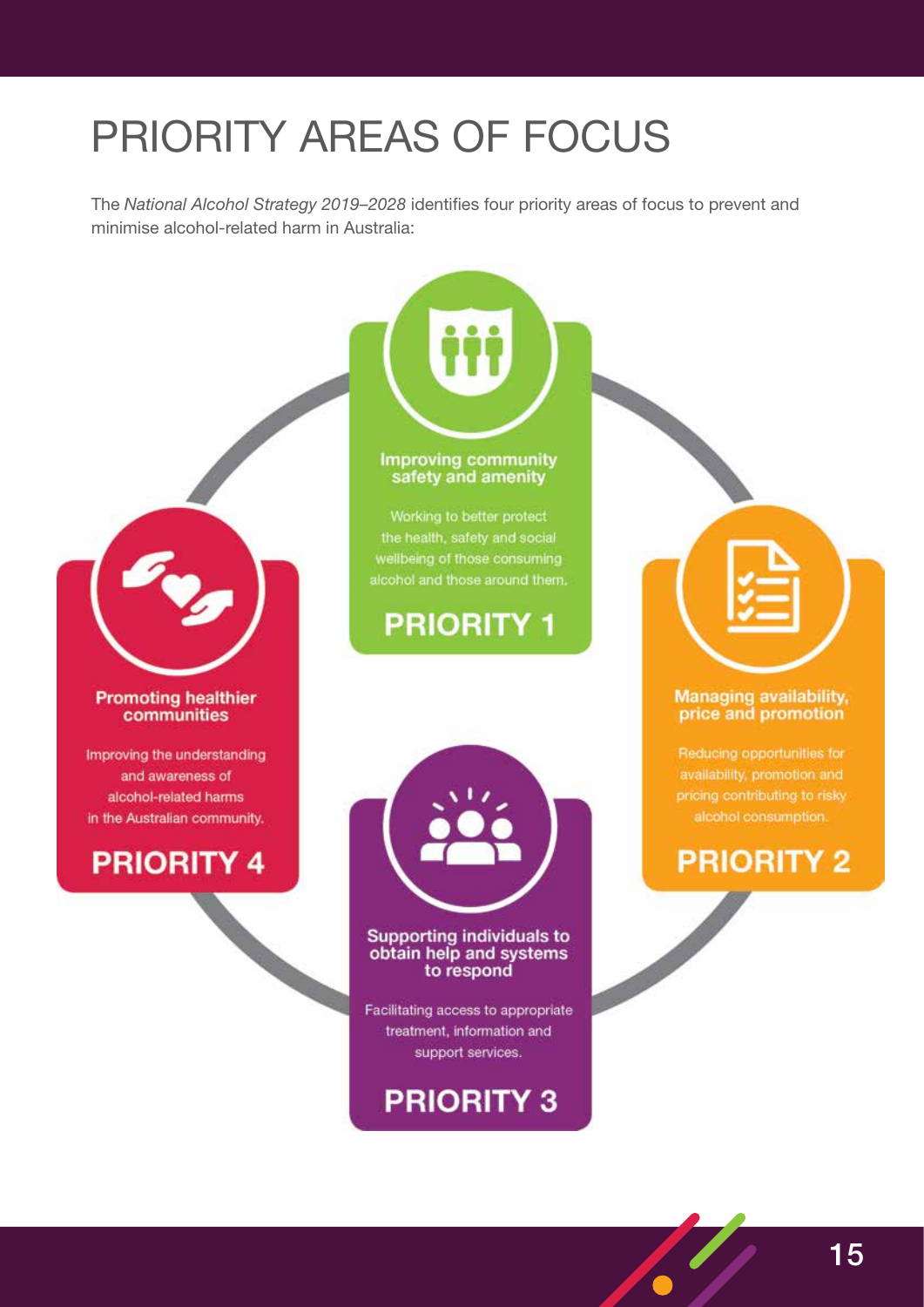# PRIORITY AREAS OF FOCUS

The *National Alcohol Strategy 2019–2028* identifies four priority areas of focus to prevent and minimise alcohol-related harm in Australia:

**Improving community safety and amenity**

Working to better protect the health, safety and social wellbeing of those consuming alcohol and those around them.

**PRIORITY 1**

**Managing availability, price and promotion**

Reducing opportunities for availability, promotion and pricing contributing to risky alcohol consumption.

**PRIORITY 2**

**Supporting individuals to obtain help and systems to respond**

Facilitating access to appropriate treatment, information and support services.

**PRIORITY 3**

**Promoting healthier communities**

Improving the understanding and awareness of alcohol-related harms in the Australian community.

**PRIORITY 4**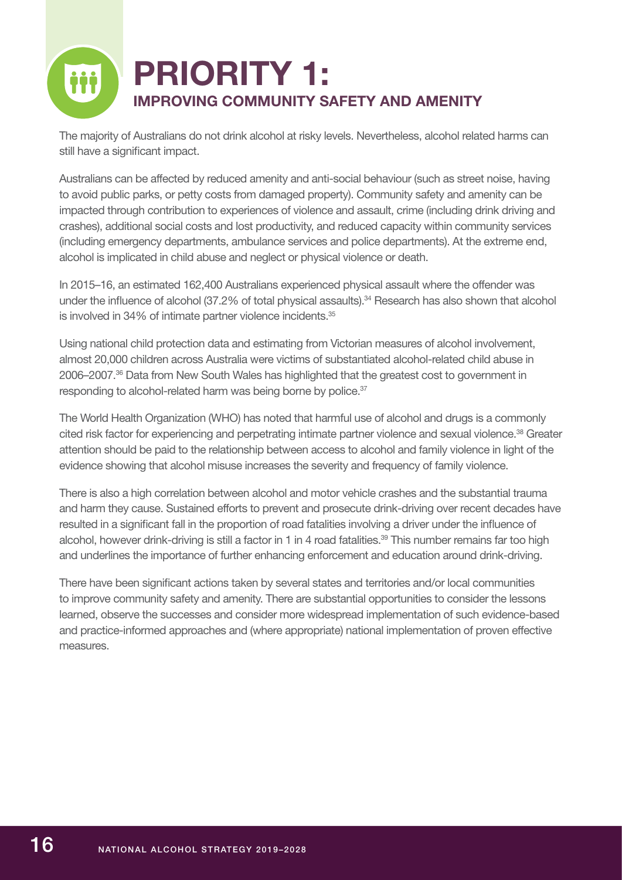# PRIORITY 1:

## IMPROVING COMMUNITY SAFETY AND AMENITY

The majority of Australians do not drink alcohol at risky levels. Nevertheless, alcohol related harms can still have a significant impact.

Australians can be affected by reduced amenity and anti-social behaviour (such as street noise, having to avoid public parks, or petty costs from damaged property). Community safety and amenity can be impacted through contribution to experiences of violence and assault, crime (including drink driving and crashes), additional social costs and lost productivity, and reduced capacity within community services (including emergency departments, ambulance services and police departments). At the extreme end, alcohol is implicated in child abuse and neglect or physical violence or death.

In 2015–16, an estimated 162,400 Australians experienced physical assault where the offender was under the influence of alcohol (37.2% of total physical assaults).[34] Research has also shown that alcohol is involved in 34% of intimate partner violence incidents.[35]

Using national child protection data and estimating from Victorian measures of alcohol involvement, almost 20,000 children across Australia were victims of substantiated alcohol-related child abuse in 2006–2007.[36] Data from New South Wales has highlighted that the greatest cost to government in responding to alcohol-related harm was being borne by police.[37]

The World Health Organization (WHO) has noted that harmful use of alcohol and drugs is a commonly cited risk factor for experiencing and perpetrating intimate partner violence and sexual violence.[38] Greater attention should be paid to the relationship between access to alcohol and family violence in light of the evidence showing that alcohol misuse increases the severity and frequency of family violence.

There is also a high correlation between alcohol and motor vehicle crashes and the substantial trauma and harm they cause. Sustained efforts to prevent and prosecute drink-driving over recent decades have resulted in a significant fall in the proportion of road fatalities involving a driver under the influence of alcohol, however drink-driving is still a factor in 1 in 4 road fatalities.[39] This number remains far too high and underlines the importance of further enhancing enforcement and education around drink-driving.

There have been significant actions taken by several states and territories and/or local communities to improve community safety and amenity. There are substantial opportunities to consider the lessons learned, observe the successes and consider more widespread implementation of such evidence-based and practice-informed approaches and (where appropriate) national implementation of proven effective measures.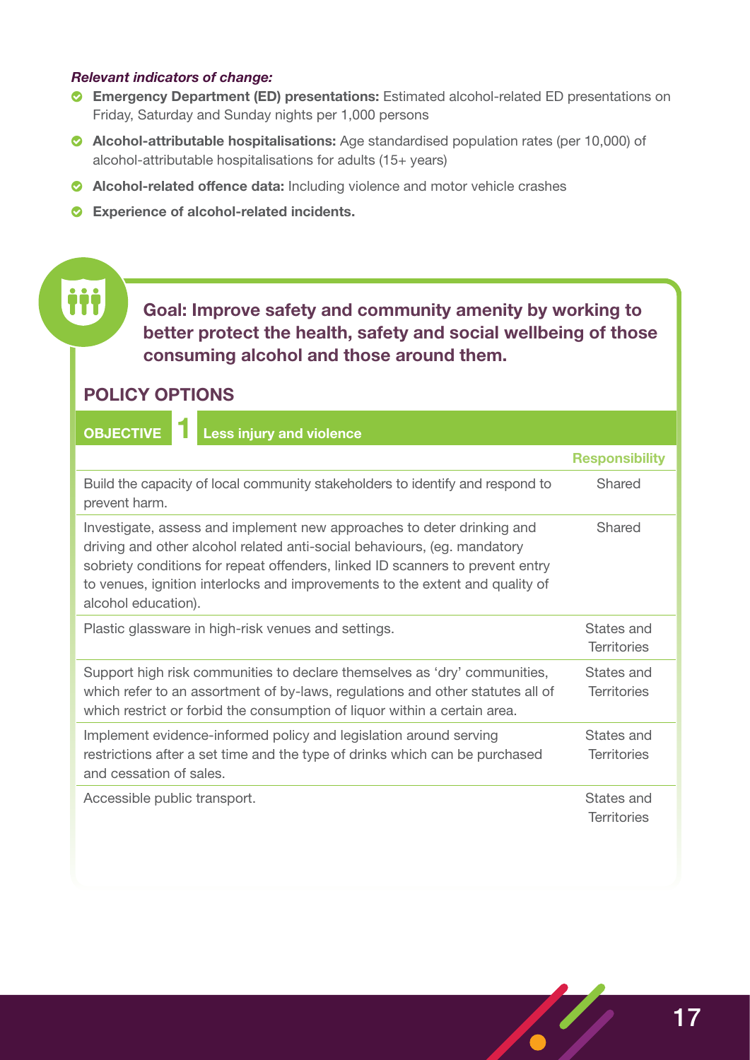***Relevant indicators of change:***

- **Emergency Department (ED) presentations:** Estimated alcohol-related ED presentations on Friday, Saturday and Sunday nights per 1,000 persons
- **Alcohol-attributable hospitalisations:** Age standardised population rates (per 10,000) of alcohol-attributable hospitalisations for adults (15+ years)
- **Alcohol-related offence data:** Including violence and motor vehicle crashes
- **Experience of alcohol-related incidents.**

## Goal: Improve safety and community amenity by working to better protect the health, safety and social wellbeing of those consuming alcohol and those around them.

### POLICY OPTIONS

**OBJECTIVE 1** Less injury and violence

| | Responsibility |
|---|---|
| Build the capacity of local community stakeholders to identify and respond to prevent harm. | Shared |
| Investigate, assess and implement new approaches to deter drinking and driving and other alcohol related anti-social behaviours, (eg. mandatory sobriety conditions for repeat offenders, linked ID scanners to prevent entry to venues, ignition interlocks and improvements to the extent and quality of alcohol education). | Shared |
| Plastic glassware in high-risk venues and settings. | States and Territories |
| Support high risk communities to declare themselves as 'dry' communities, which refer to an assortment of by-laws, regulations and other statutes all of which restrict or forbid the consumption of liquor within a certain area. | States and Territories |
| Implement evidence-informed policy and legislation around serving restrictions after a set time and the type of drinks which can be purchased and cessation of sales. | States and Territories |
| Accessible public transport. | States and Territories |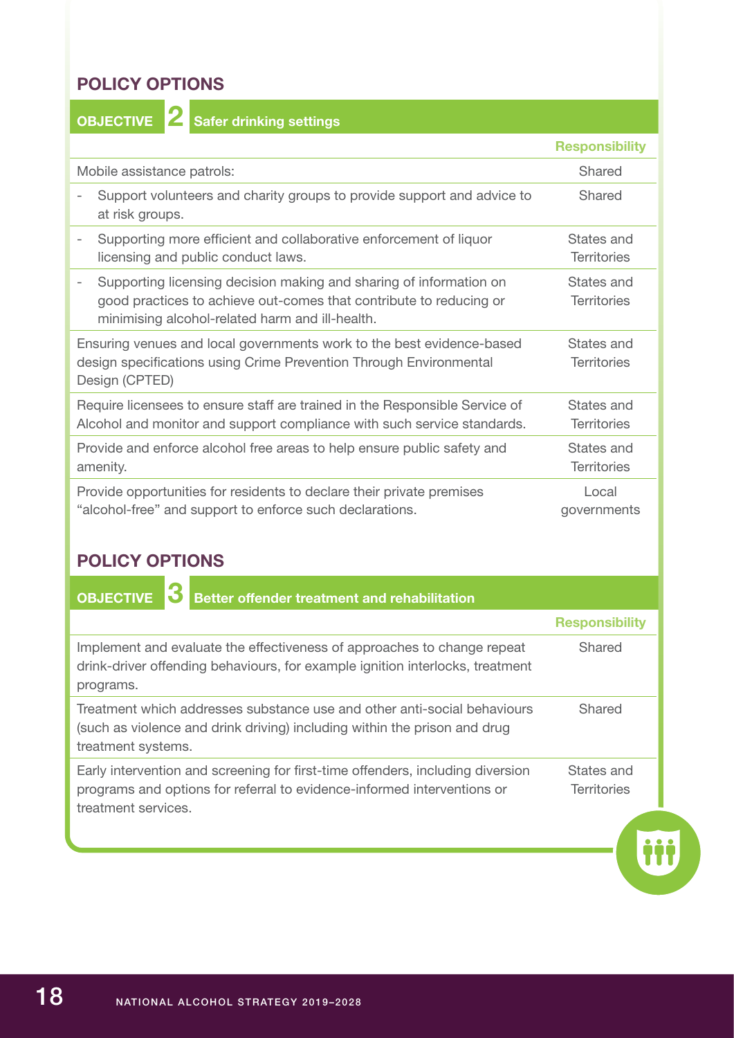## POLICY OPTIONS

| OBJECTIVE 2 Safer drinking settings | Responsibility |
|---|---|
| Mobile assistance patrols: | Shared |
| - Support volunteers and charity groups to provide support and advice to at risk groups. | Shared |
| - Supporting more efficient and collaborative enforcement of liquor licensing and public conduct laws. | States and Territories |
| - Supporting licensing decision making and sharing of information on good practices to achieve out-comes that contribute to reducing or minimising alcohol-related harm and ill-health. | States and Territories |
| Ensuring venues and local governments work to the best evidence-based design specifications using Crime Prevention Through Environmental Design (CPTED) | States and Territories |
| Require licensees to ensure staff are trained in the Responsible Service of Alcohol and monitor and support compliance with such service standards. | States and Territories |
| Provide and enforce alcohol free areas to help ensure public safety and amenity. | States and Territories |
| Provide opportunities for residents to declare their private premises "alcohol-free" and support to enforce such declarations. | Local governments |

## POLICY OPTIONS

| OBJECTIVE 3 Better offender treatment and rehabilitation | Responsibility |
|---|---|
| Implement and evaluate the effectiveness of approaches to change repeat drink-driver offending behaviours, for example ignition interlocks, treatment programs. | Shared |
| Treatment which addresses substance use and other anti-social behaviours (such as violence and drink driving) including within the prison and drug treatment systems. | Shared |
| Early intervention and screening for first-time offenders, including diversion programs and options for referral to evidence-informed interventions or treatment services. | States and Territories |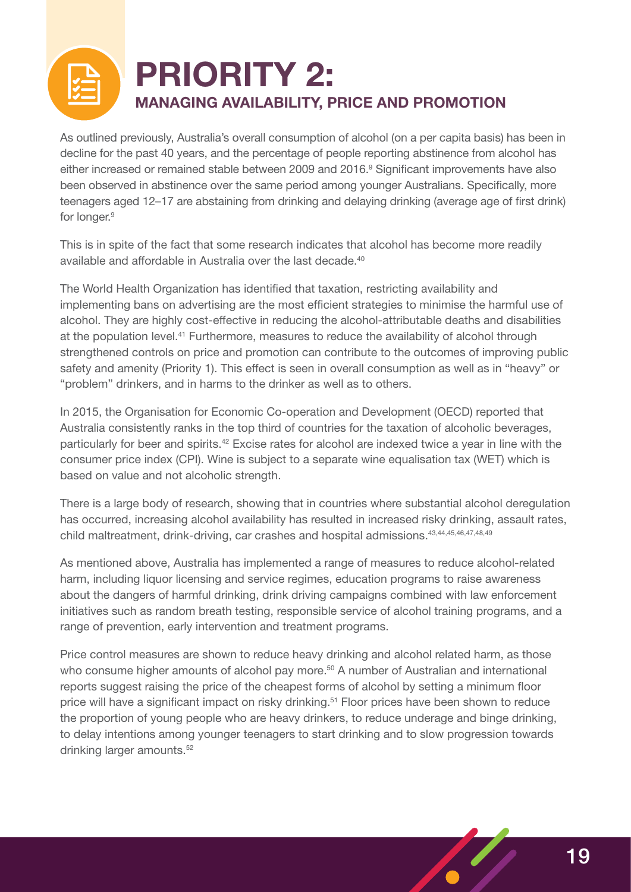# PRIORITY 2:

## MANAGING AVAILABILITY, PRICE AND PROMOTION

As outlined previously, Australia's overall consumption of alcohol (on a per capita basis) has been in decline for the past 40 years, and the percentage of people reporting abstinence from alcohol has either increased or remained stable between 2009 and 2016.[9] Significant improvements have also been observed in abstinence over the same period among younger Australians. Specifically, more teenagers aged 12–17 are abstaining from drinking and delaying drinking (average age of first drink) for longer.[9]

This is in spite of the fact that some research indicates that alcohol has become more readily available and affordable in Australia over the last decade.[40]

The World Health Organization has identified that taxation, restricting availability and implementing bans on advertising are the most efficient strategies to minimise the harmful use of alcohol. They are highly cost-effective in reducing the alcohol-attributable deaths and disabilities at the population level.[41] Furthermore, measures to reduce the availability of alcohol through strengthened controls on price and promotion can contribute to the outcomes of improving public safety and amenity (Priority 1). This effect is seen in overall consumption as well as in "heavy" or "problem" drinkers, and in harms to the drinker as well as to others.

In 2015, the Organisation for Economic Co-operation and Development (OECD) reported that Australia consistently ranks in the top third of countries for the taxation of alcoholic beverages, particularly for beer and spirits.[42] Excise rates for alcohol are indexed twice a year in line with the consumer price index (CPI). Wine is subject to a separate wine equalisation tax (WET) which is based on value and not alcoholic strength.

There is a large body of research, showing that in countries where substantial alcohol deregulation has occurred, increasing alcohol availability has resulted in increased risky drinking, assault rates, child maltreatment, drink-driving, car crashes and hospital admissions.[43,44,45,46,47,48,49]

As mentioned above, Australia has implemented a range of measures to reduce alcohol-related harm, including liquor licensing and service regimes, education programs to raise awareness about the dangers of harmful drinking, drink driving campaigns combined with law enforcement initiatives such as random breath testing, responsible service of alcohol training programs, and a range of prevention, early intervention and treatment programs.

Price control measures are shown to reduce heavy drinking and alcohol related harm, as those who consume higher amounts of alcohol pay more.[50] A number of Australian and international reports suggest raising the price of the cheapest forms of alcohol by setting a minimum floor price will have a significant impact on risky drinking.[51] Floor prices have been shown to reduce the proportion of young people who are heavy drinkers, to reduce underage and binge drinking, to delay intentions among younger teenagers to start drinking and to slow progression towards drinking larger amounts.[52]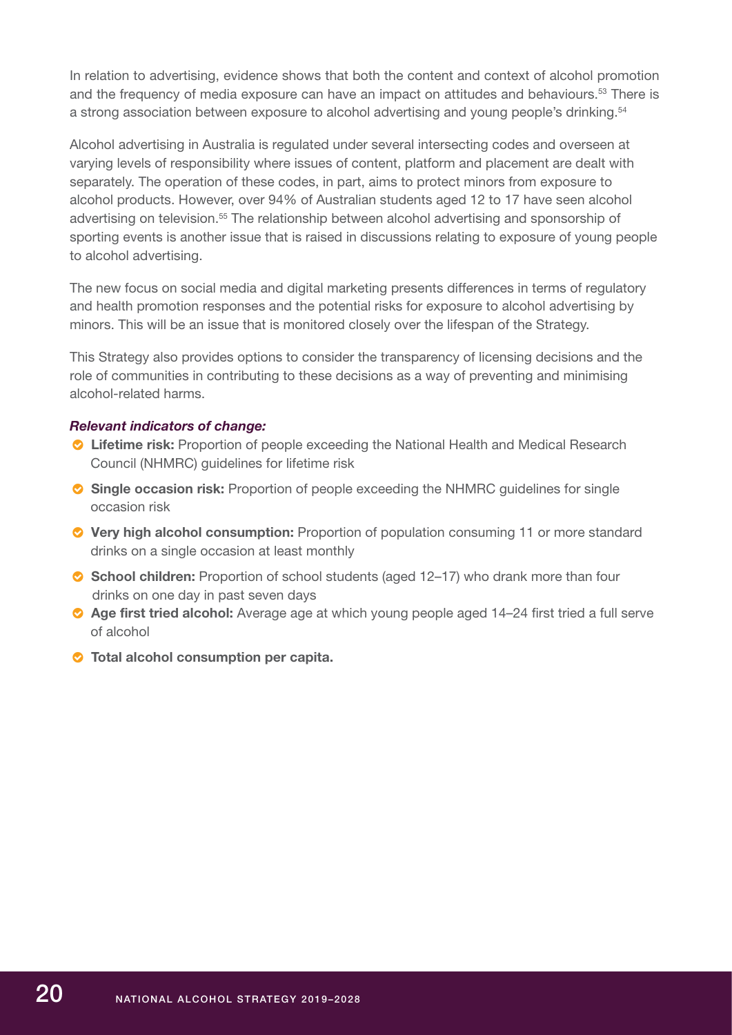In relation to advertising, evidence shows that both the content and context of alcohol promotion and the frequency of media exposure can have an impact on attitudes and behaviours.[53] There is a strong association between exposure to alcohol advertising and young people's drinking.[54]

Alcohol advertising in Australia is regulated under several intersecting codes and overseen at varying levels of responsibility where issues of content, platform and placement are dealt with separately. The operation of these codes, in part, aims to protect minors from exposure to alcohol products. However, over 94% of Australian students aged 12 to 17 have seen alcohol advertising on television.[55] The relationship between alcohol advertising and sponsorship of sporting events is another issue that is raised in discussions relating to exposure of young people to alcohol advertising.

The new focus on social media and digital marketing presents differences in terms of regulatory and health promotion responses and the potential risks for exposure to alcohol advertising by minors. This will be an issue that is monitored closely over the lifespan of the Strategy.

This Strategy also provides options to consider the transparency of licensing decisions and the role of communities in contributing to these decisions as a way of preventing and minimising alcohol-related harms.

***Relevant indicators of change:***

- **Lifetime risk:** Proportion of people exceeding the National Health and Medical Research Council (NHMRC) guidelines for lifetime risk
- **Single occasion risk:** Proportion of people exceeding the NHMRC guidelines for single occasion risk
- **Very high alcohol consumption:** Proportion of population consuming 11 or more standard drinks on a single occasion at least monthly
- **School children:** Proportion of school students (aged 12–17) who drank more than four drinks on one day in past seven days
- **Age first tried alcohol:** Average age at which young people aged 14–24 first tried a full serve of alcohol
- **Total alcohol consumption per capita.**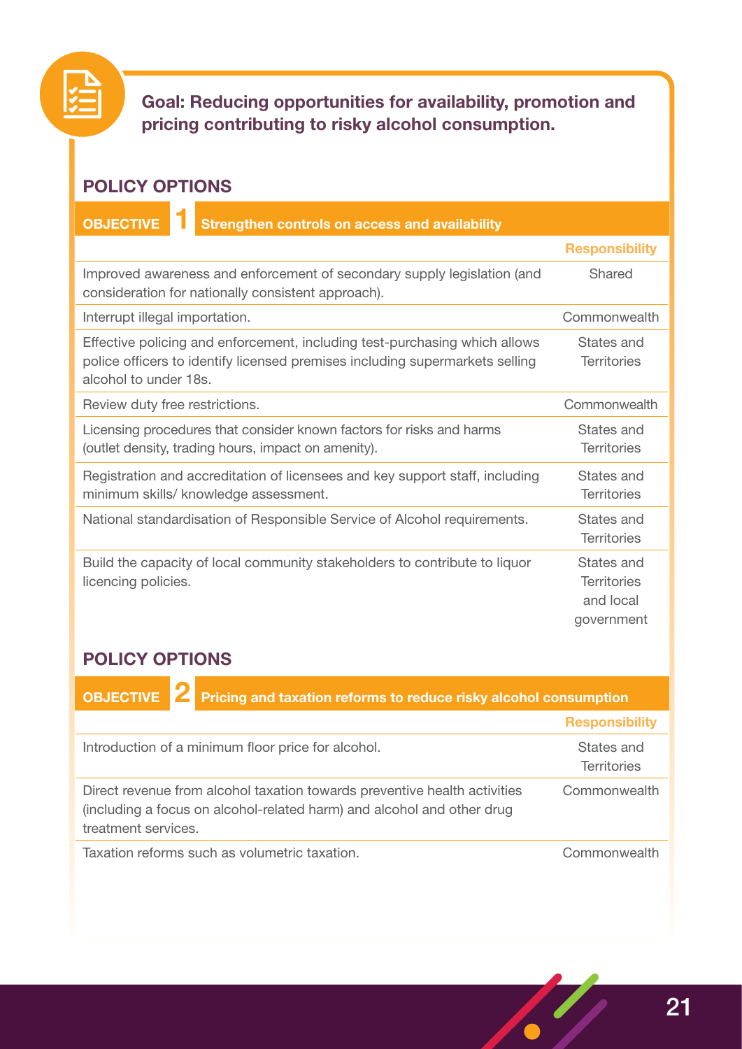**Goal: Reducing opportunities for availability, promotion and pricing contributing to risky alcohol consumption.**

## POLICY OPTIONS

### OBJECTIVE 1 Strengthen controls on access and availability

| | Responsibility |
|---|---|
| Improved awareness and enforcement of secondary supply legislation (and consideration for nationally consistent approach). | Shared |
| Interrupt illegal importation. | Commonwealth |
| Effective policing and enforcement, including test-purchasing which allows police officers to identify licensed premises including supermarkets selling alcohol to under 18s. | States and Territories |
| Review duty free restrictions. | Commonwealth |
| Licensing procedures that consider known factors for risks and harms (outlet density, trading hours, impact on amenity). | States and Territories |
| Registration and accreditation of licensees and key support staff, including minimum skills/ knowledge assessment. | States and Territories |
| National standardisation of Responsible Service of Alcohol requirements. | States and Territories |
| Build the capacity of local community stakeholders to contribute to liquor licencing policies. | States and Territories and local government |

## POLICY OPTIONS

### OBJECTIVE 2 Pricing and taxation reforms to reduce risky alcohol consumption

| | Responsibility |
|---|---|
| Introduction of a minimum floor price for alcohol. | States and Territories |
| Direct revenue from alcohol taxation towards preventive health activities (including a focus on alcohol-related harm) and alcohol and other drug treatment services. | Commonwealth |
| Taxation reforms such as volumetric taxation. | Commonwealth |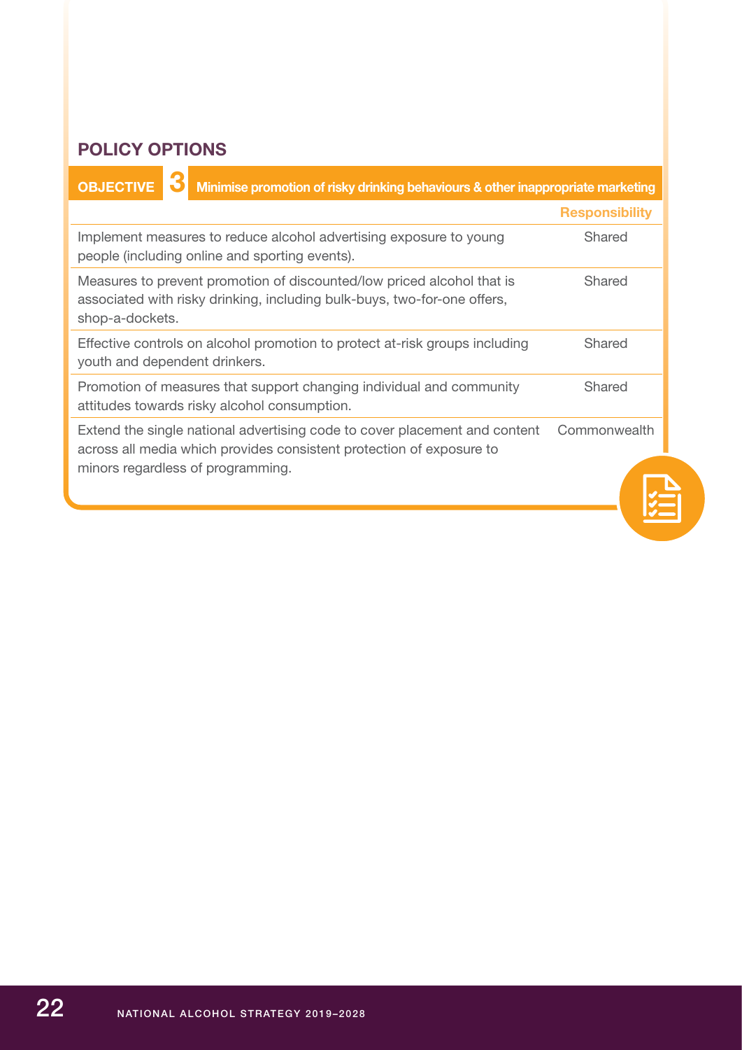## POLICY OPTIONS

| OBJECTIVE 3 Minimise promotion of risky drinking behaviours & other inappropriate marketing | Responsibility |
| --- | --- |
| Implement measures to reduce alcohol advertising exposure to young people (including online and sporting events). | Shared |
| Measures to prevent promotion of discounted/low priced alcohol that is associated with risky drinking, including bulk-buys, two-for-one offers, shop-a-dockets. | Shared |
| Effective controls on alcohol promotion to protect at-risk groups including youth and dependent drinkers. | Shared |
| Promotion of measures that support changing individual and community attitudes towards risky alcohol consumption. | Shared |
| Extend the single national advertising code to cover placement and content across all media which provides consistent protection of exposure to minors regardless of programming. | Commonwealth |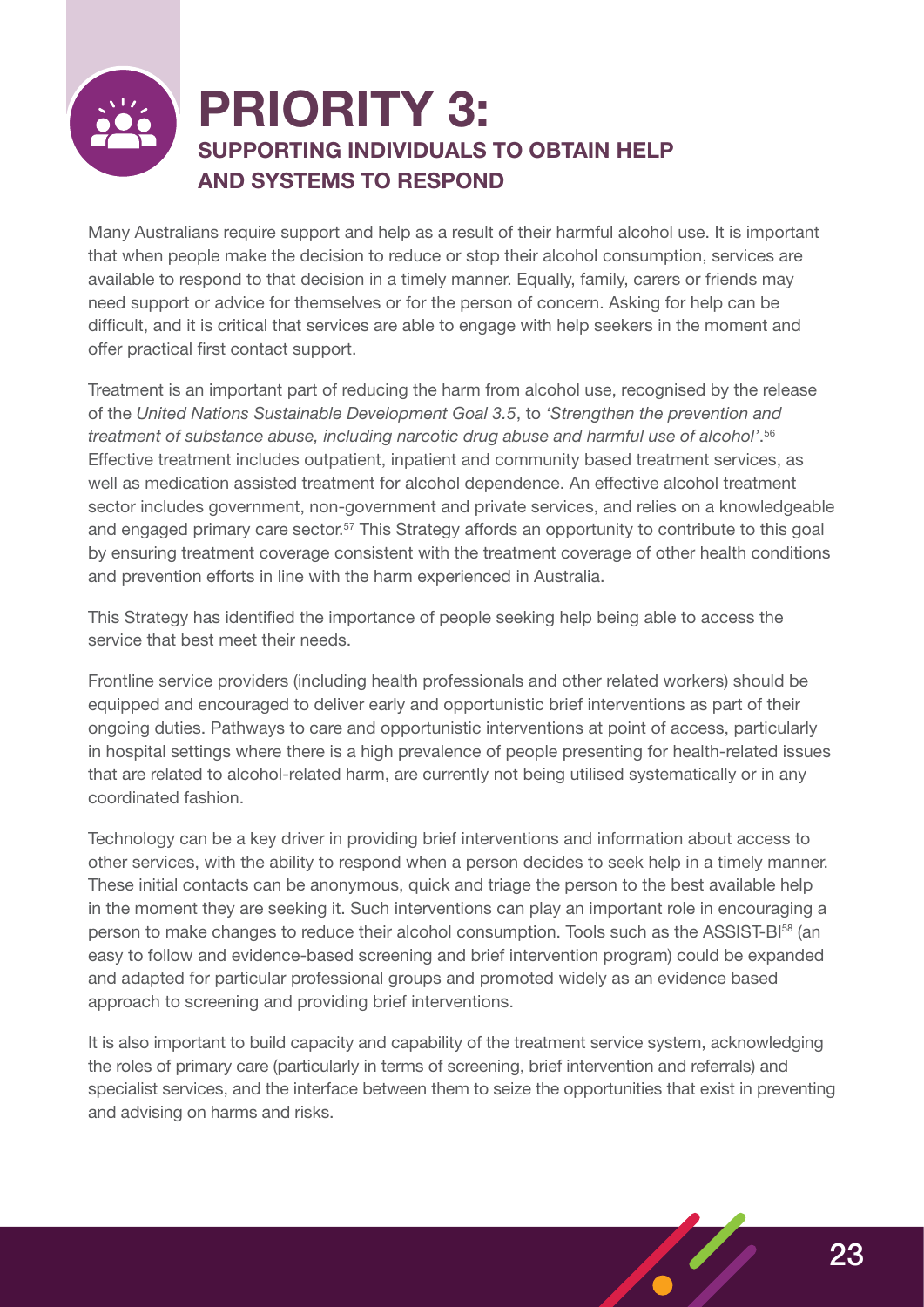# PRIORITY 3:

## SUPPORTING INDIVIDUALS TO OBTAIN HELP AND SYSTEMS TO RESPOND

Many Australians require support and help as a result of their harmful alcohol use. It is important that when people make the decision to reduce or stop their alcohol consumption, services are available to respond to that decision in a timely manner. Equally, family, carers or friends may need support or advice for themselves or for the person of concern. Asking for help can be difficult, and it is critical that services are able to engage with help seekers in the moment and offer practical first contact support.

Treatment is an important part of reducing the harm from alcohol use, recognised by the release of the *United Nations Sustainable Development Goal 3.5*, to *'Strengthen the prevention and treatment of substance abuse, including narcotic drug abuse and harmful use of alcohol'*.[56] Effective treatment includes outpatient, inpatient and community based treatment services, as well as medication assisted treatment for alcohol dependence. An effective alcohol treatment sector includes government, non-government and private services, and relies on a knowledgeable and engaged primary care sector.[57] This Strategy affords an opportunity to contribute to this goal by ensuring treatment coverage consistent with the treatment coverage of other health conditions and prevention efforts in line with the harm experienced in Australia.

This Strategy has identified the importance of people seeking help being able to access the service that best meet their needs.

Frontline service providers (including health professionals and other related workers) should be equipped and encouraged to deliver early and opportunistic brief interventions as part of their ongoing duties. Pathways to care and opportunistic interventions at point of access, particularly in hospital settings where there is a high prevalence of people presenting for health-related issues that are related to alcohol-related harm, are currently not being utilised systematically or in any coordinated fashion.

Technology can be a key driver in providing brief interventions and information about access to other services, with the ability to respond when a person decides to seek help in a timely manner. These initial contacts can be anonymous, quick and triage the person to the best available help in the moment they are seeking it. Such interventions can play an important role in encouraging a person to make changes to reduce their alcohol consumption. Tools such as the ASSIST-BI[58] (an easy to follow and evidence-based screening and brief intervention program) could be expanded and adapted for particular professional groups and promoted widely as an evidence based approach to screening and providing brief interventions.

It is also important to build capacity and capability of the treatment service system, acknowledging the roles of primary care (particularly in terms of screening, brief intervention and referrals) and specialist services, and the interface between them to seize the opportunities that exist in preventing and advising on harms and risks.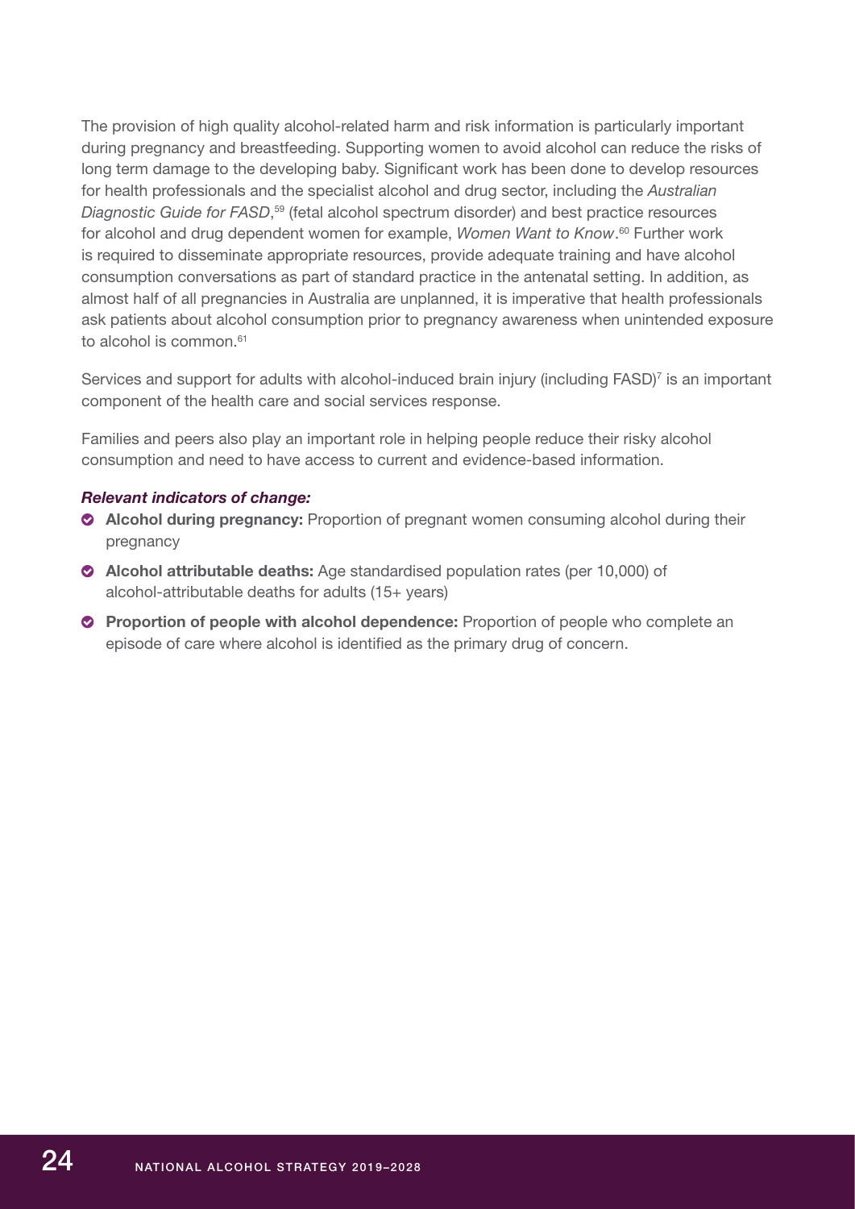The provision of high quality alcohol-related harm and risk information is particularly important during pregnancy and breastfeeding. Supporting women to avoid alcohol can reduce the risks of long term damage to the developing baby. Significant work has been done to develop resources for health professionals and the specialist alcohol and drug sector, including the *Australian Diagnostic Guide for FASD*,[59] (fetal alcohol spectrum disorder) and best practice resources for alcohol and drug dependent women for example, *Women Want to Know*.[60] Further work is required to disseminate appropriate resources, provide adequate training and have alcohol consumption conversations as part of standard practice in the antenatal setting. In addition, as almost half of all pregnancies in Australia are unplanned, it is imperative that health professionals ask patients about alcohol consumption prior to pregnancy awareness when unintended exposure to alcohol is common.[61]

Services and support for adults with alcohol-induced brain injury (including FASD)[7] is an important component of the health care and social services response.

Families and peers also play an important role in helping people reduce their risky alcohol consumption and need to have access to current and evidence-based information.

***Relevant indicators of change:***

- **Alcohol during pregnancy:** Proportion of pregnant women consuming alcohol during their pregnancy
- **Alcohol attributable deaths:** Age standardised population rates (per 10,000) of alcohol-attributable deaths for adults (15+ years)
- **Proportion of people with alcohol dependence:** Proportion of people who complete an episode of care where alcohol is identified as the primary drug of concern.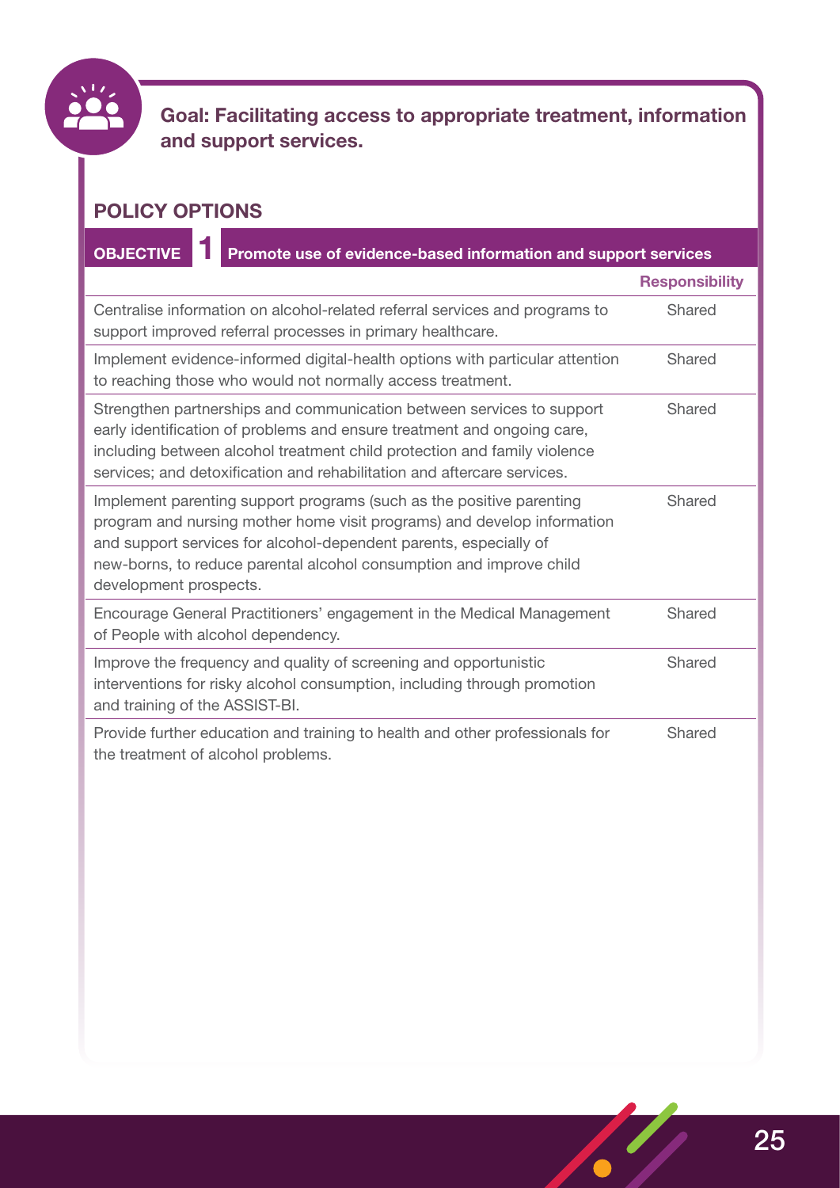**Goal: Facilitating access to appropriate treatment, information and support services.**

## POLICY OPTIONS

| OBJECTIVE 1 Promote use of evidence-based information and support services | Responsibility |
|---|---|
| Centralise information on alcohol-related referral services and programs to support improved referral processes in primary healthcare. | Shared |
| Implement evidence-informed digital-health options with particular attention to reaching those who would not normally access treatment. | Shared |
| Strengthen partnerships and communication between services to support early identification of problems and ensure treatment and ongoing care, including between alcohol treatment child protection and family violence services; and detoxification and rehabilitation and aftercare services. | Shared |
| Implement parenting support programs (such as the positive parenting program and nursing mother home visit programs) and develop information and support services for alcohol-dependent parents, especially of new-borns, to reduce parental alcohol consumption and improve child development prospects. | Shared |
| Encourage General Practitioners' engagement in the Medical Management of People with alcohol dependency. | Shared |
| Improve the frequency and quality of screening and opportunistic interventions for risky alcohol consumption, including through promotion and training of the ASSIST-BI. | Shared |
| Provide further education and training to health and other professionals for the treatment of alcohol problems. | Shared |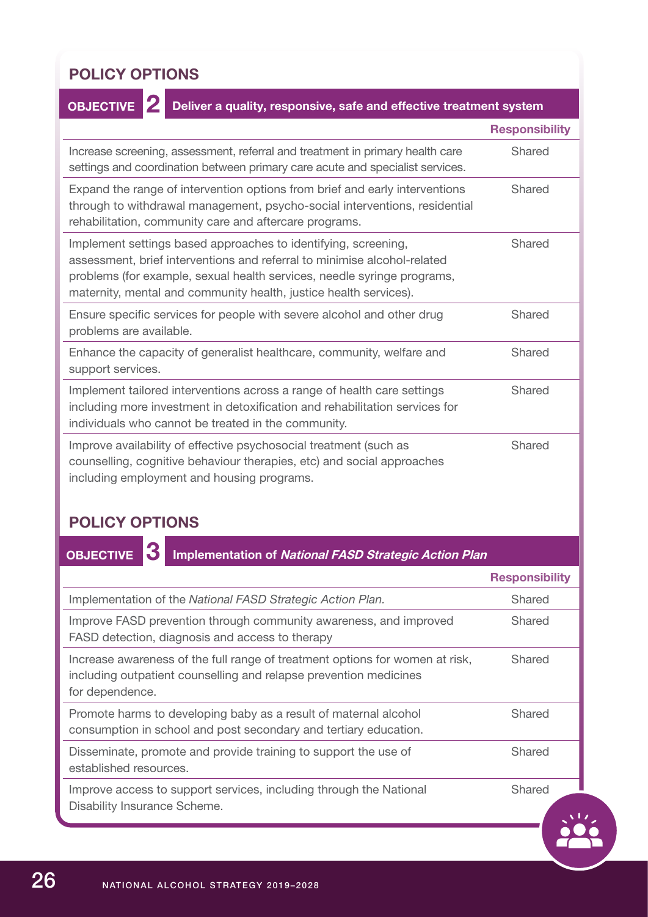## POLICY OPTIONS

| **OBJECTIVE 2** Deliver a quality, responsive, safe and effective treatment system | **Responsibility** |
|---|---|
| Increase screening, assessment, referral and treatment in primary health care settings and coordination between primary care acute and specialist services. | Shared |
| Expand the range of intervention options from brief and early interventions through to withdrawal management, psycho-social interventions, residential rehabilitation, community care and aftercare programs. | Shared |
| Implement settings based approaches to identifying, screening, assessment, brief interventions and referral to minimise alcohol-related problems (for example, sexual health services, needle syringe programs, maternity, mental and community health, justice health services). | Shared |
| Ensure specific services for people with severe alcohol and other drug problems are available. | Shared |
| Enhance the capacity of generalist healthcare, community, welfare and support services. | Shared |
| Implement tailored interventions across a range of health care settings including more investment in detoxification and rehabilitation services for individuals who cannot be treated in the community. | Shared |
| Improve availability of effective psychosocial treatment (such as counselling, cognitive behaviour therapies, etc) and social approaches including employment and housing programs. | Shared |

## POLICY OPTIONS

| **OBJECTIVE 3** Implementation of ***National FASD Strategic Action Plan*** | **Responsibility** |
|---|---|
| Implementation of the *National FASD Strategic Action Plan.* | Shared |
| Improve FASD prevention through community awareness, and improved FASD detection, diagnosis and access to therapy | Shared |
| Increase awareness of the full range of treatment options for women at risk, including outpatient counselling and relapse prevention medicines for dependence. | Shared |
| Promote harms to developing baby as a result of maternal alcohol consumption in school and post secondary and tertiary education. | Shared |
| Disseminate, promote and provide training to support the use of established resources. | Shared |
| Improve access to support services, including through the National Disability Insurance Scheme. | Shared |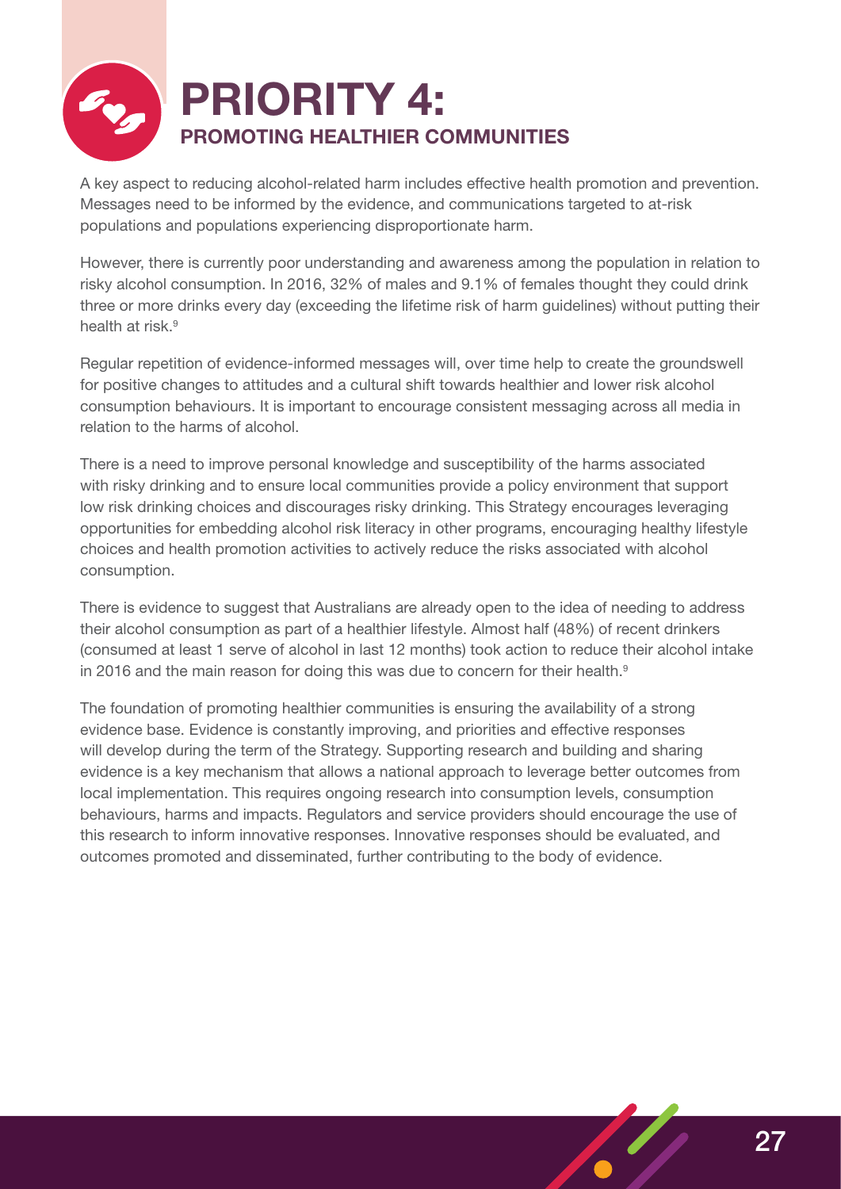# PRIORITY 4:

## PROMOTING HEALTHIER COMMUNITIES

A key aspect to reducing alcohol-related harm includes effective health promotion and prevention. Messages need to be informed by the evidence, and communications targeted to at-risk populations and populations experiencing disproportionate harm.

However, there is currently poor understanding and awareness among the population in relation to risky alcohol consumption. In 2016, 32% of males and 9.1% of females thought they could drink three or more drinks every day (exceeding the lifetime risk of harm guidelines) without putting their health at risk.[9]

Regular repetition of evidence-informed messages will, over time help to create the groundswell for positive changes to attitudes and a cultural shift towards healthier and lower risk alcohol consumption behaviours. It is important to encourage consistent messaging across all media in relation to the harms of alcohol.

There is a need to improve personal knowledge and susceptibility of the harms associated with risky drinking and to ensure local communities provide a policy environment that support low risk drinking choices and discourages risky drinking. This Strategy encourages leveraging opportunities for embedding alcohol risk literacy in other programs, encouraging healthy lifestyle choices and health promotion activities to actively reduce the risks associated with alcohol consumption.

There is evidence to suggest that Australians are already open to the idea of needing to address their alcohol consumption as part of a healthier lifestyle. Almost half (48%) of recent drinkers (consumed at least 1 serve of alcohol in last 12 months) took action to reduce their alcohol intake in 2016 and the main reason for doing this was due to concern for their health.[9]

The foundation of promoting healthier communities is ensuring the availability of a strong evidence base. Evidence is constantly improving, and priorities and effective responses will develop during the term of the Strategy. Supporting research and building and sharing evidence is a key mechanism that allows a national approach to leverage better outcomes from local implementation. This requires ongoing research into consumption levels, consumption behaviours, harms and impacts. Regulators and service providers should encourage the use of this research to inform innovative responses. Innovative responses should be evaluated, and outcomes promoted and disseminated, further contributing to the body of evidence.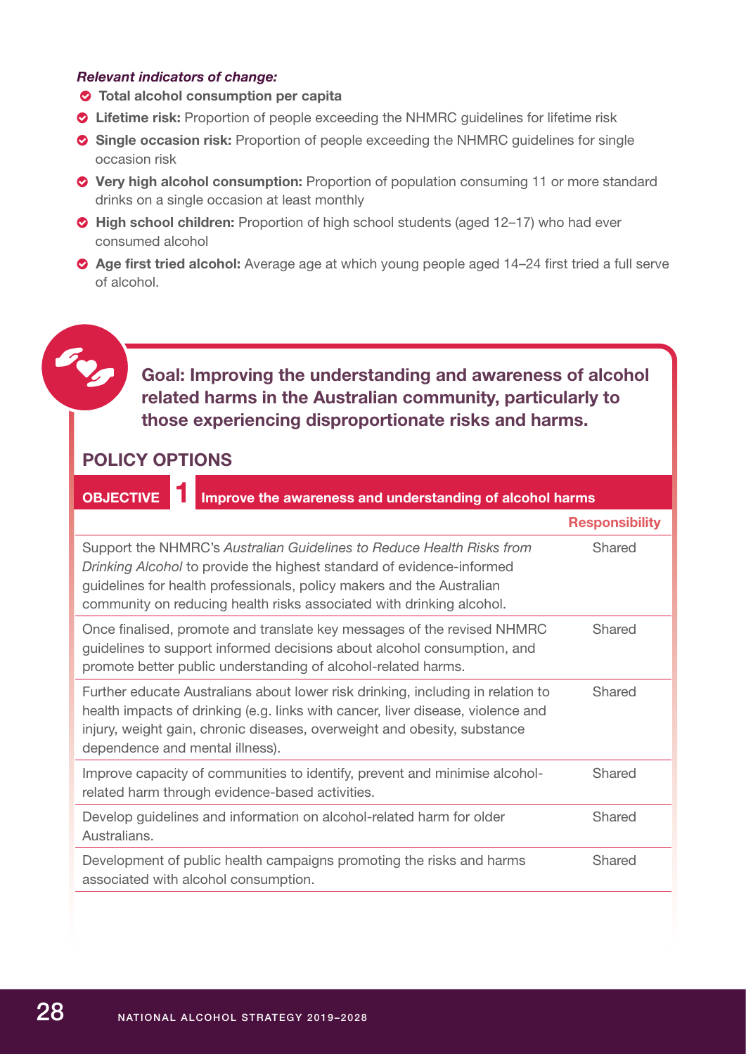***Relevant indicators of change:***

- **Total alcohol consumption per capita**
- **Lifetime risk:** Proportion of people exceeding the NHMRC guidelines for lifetime risk
- **Single occasion risk:** Proportion of people exceeding the NHMRC guidelines for single occasion risk
- **Very high alcohol consumption:** Proportion of population consuming 11 or more standard drinks on a single occasion at least monthly
- **High school children:** Proportion of high school students (aged 12–17) who had ever consumed alcohol
- **Age first tried alcohol:** Average age at which young people aged 14–24 first tried a full serve of alcohol.

## Goal: Improving the understanding and awareness of alcohol related harms in the Australian community, particularly to those experiencing disproportionate risks and harms.

## POLICY OPTIONS

### OBJECTIVE 1 Improve the awareness and understanding of alcohol harms

| | Responsibility |
|---|---|
| Support the NHMRC's *Australian Guidelines to Reduce Health Risks from Drinking Alcohol* to provide the highest standard of evidence-informed guidelines for health professionals, policy makers and the Australian community on reducing health risks associated with drinking alcohol. | Shared |
| Once finalised, promote and translate key messages of the revised NHMRC guidelines to support informed decisions about alcohol consumption, and promote better public understanding of alcohol-related harms. | Shared |
| Further educate Australians about lower risk drinking, including in relation to health impacts of drinking (e.g. links with cancer, liver disease, violence and injury, weight gain, chronic diseases, overweight and obesity, substance dependence and mental illness). | Shared |
| Improve capacity of communities to identify, prevent and minimise alcohol-related harm through evidence-based activities. | Shared |
| Develop guidelines and information on alcohol-related harm for older Australians. | Shared |
| Development of public health campaigns promoting the risks and harms associated with alcohol consumption. | Shared |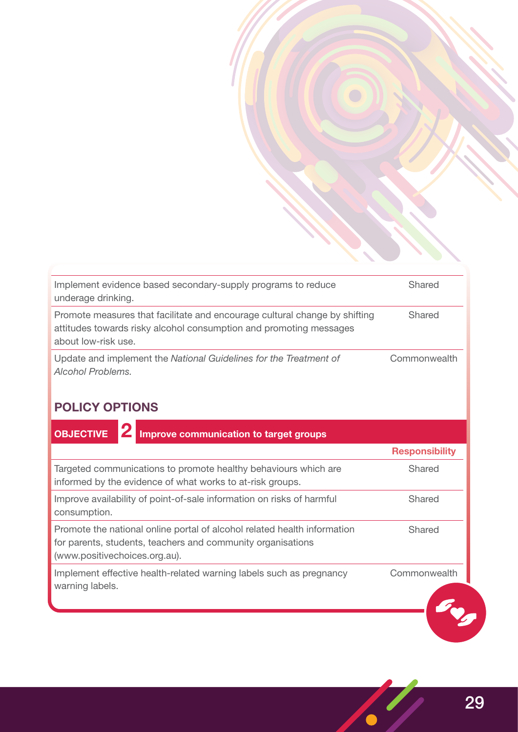| | |
|---|---|
| Implement evidence based secondary-supply programs to reduce underage drinking. | Shared |
| Promote measures that facilitate and encourage cultural change by shifting attitudes towards risky alcohol consumption and promoting messages about low-risk use. | Shared |
| Update and implement the *National Guidelines for the Treatment of Alcohol Problems*. | Commonwealth |

## POLICY OPTIONS

### OBJECTIVE 2 Improve communication to target groups

| | Responsibility |
|---|---|
| Targeted communications to promote healthy behaviours which are informed by the evidence of what works to at-risk groups. | Shared |
| Improve availability of point-of-sale information on risks of harmful consumption. | Shared |
| Promote the national online portal of alcohol related health information for parents, students, teachers and community organisations (www.positivechoices.org.au). | Shared |
| Implement effective health-related warning labels such as pregnancy warning labels. | Commonwealth |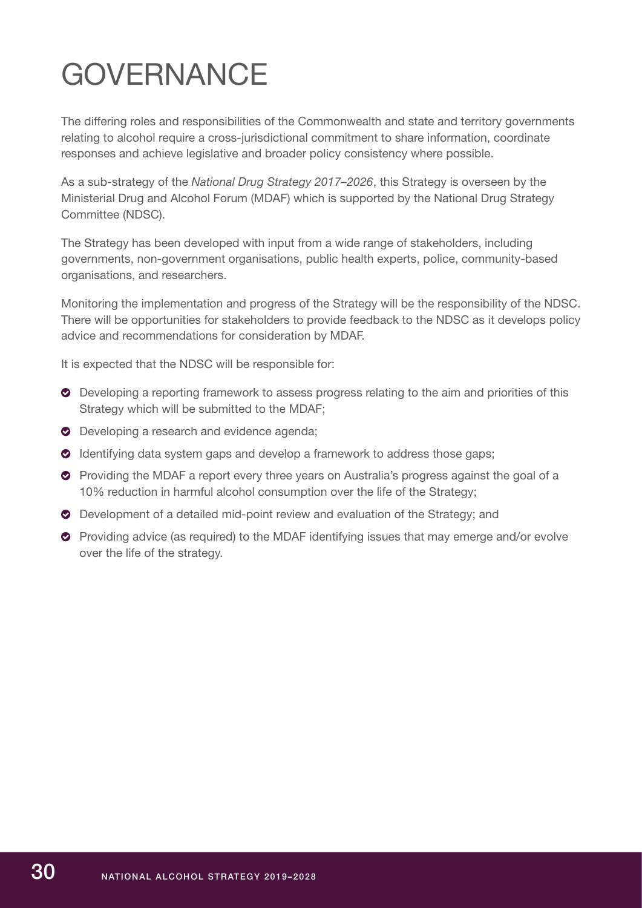# GOVERNANCE

The differing roles and responsibilities of the Commonwealth and state and territory governments relating to alcohol require a cross-jurisdictional commitment to share information, coordinate responses and achieve legislative and broader policy consistency where possible.

As a sub-strategy of the *National Drug Strategy 2017–2026*, this Strategy is overseen by the Ministerial Drug and Alcohol Forum (MDAF) which is supported by the National Drug Strategy Committee (NDSC).

The Strategy has been developed with input from a wide range of stakeholders, including governments, non-government organisations, public health experts, police, community-based organisations, and researchers.

Monitoring the implementation and progress of the Strategy will be the responsibility of the NDSC. There will be opportunities for stakeholders to provide feedback to the NDSC as it develops policy advice and recommendations for consideration by MDAF.

It is expected that the NDSC will be responsible for:

- Developing a reporting framework to assess progress relating to the aim and priorities of this Strategy which will be submitted to the MDAF;
- Developing a research and evidence agenda;
- Identifying data system gaps and develop a framework to address those gaps;
- Providing the MDAF a report every three years on Australia's progress against the goal of a 10% reduction in harmful alcohol consumption over the life of the Strategy;
- Development of a detailed mid-point review and evaluation of the Strategy; and
- Providing advice (as required) to the MDAF identifying issues that may emerge and/or evolve over the life of the strategy.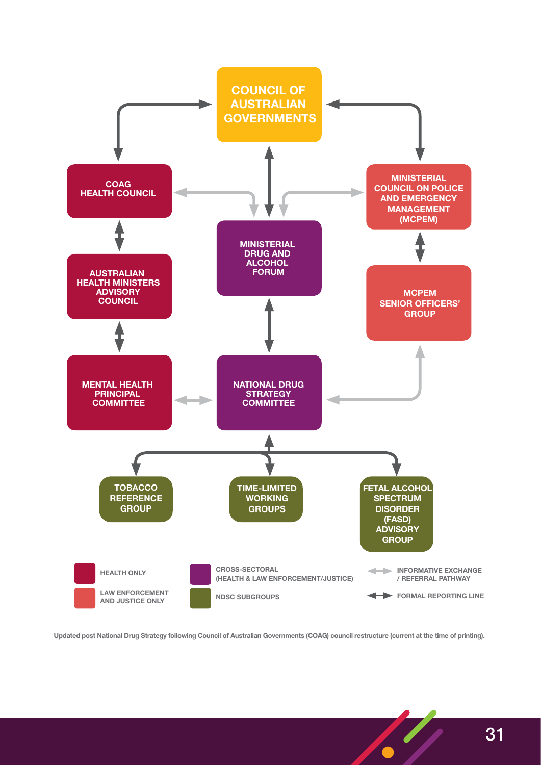COUNCIL OF AUSTRALIAN GOVERNMENTS

COAG HEALTH COUNCIL

MINISTERIAL COUNCIL ON POLICE AND EMERGENCY MANAGEMENT (MCPEM)

MINISTERIAL DRUG AND ALCOHOL FORUM

AUSTRALIAN HEALTH MINISTERS ADVISORY COUNCIL

MCPEM SENIOR OFFICERS' GROUP

MENTAL HEALTH PRINCIPAL COMMITTEE

NATIONAL DRUG STRATEGY COMMITTEE

TOBACCO REFERENCE GROUP

TIME-LIMITED WORKING GROUPS

FETAL ALCOHOL SPECTRUM DISORDER (FASD) ADVISORY GROUP

HEALTH ONLY

LAW ENFORCEMENT AND JUSTICE ONLY

CROSS-SECTORAL (HEALTH & LAW ENFORCEMENT/JUSTICE)

NDSC SUBGROUPS

INFORMATIVE EXCHANGE / REFERRAL PATHWAY

FORMAL REPORTING LINE

Updated post National Drug Strategy following Council of Australian Governments (COAG) council restructure (current at the time of printing).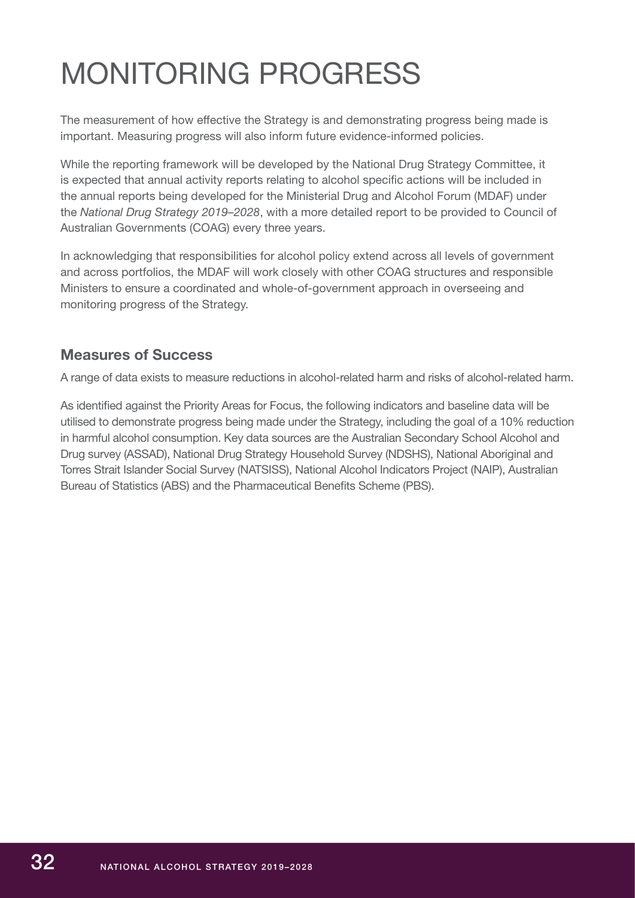# MONITORING PROGRESS

The measurement of how effective the Strategy is and demonstrating progress being made is important. Measuring progress will also inform future evidence-informed policies.

While the reporting framework will be developed by the National Drug Strategy Committee, it is expected that annual activity reports relating to alcohol specific actions will be included in the annual reports being developed for the Ministerial Drug and Alcohol Forum (MDAF) under the *National Drug Strategy 2019–2028*, with a more detailed report to be provided to Council of Australian Governments (COAG) every three years.

In acknowledging that responsibilities for alcohol policy extend across all levels of government and across portfolios, the MDAF will work closely with other COAG structures and responsible Ministers to ensure a coordinated and whole-of-government approach in overseeing and monitoring progress of the Strategy.

## Measures of Success

A range of data exists to measure reductions in alcohol-related harm and risks of alcohol-related harm.

As identified against the Priority Areas for Focus, the following indicators and baseline data will be utilised to demonstrate progress being made under the Strategy, including the goal of a 10% reduction in harmful alcohol consumption. Key data sources are the Australian Secondary School Alcohol and Drug survey (ASSAD), National Drug Strategy Household Survey (NDSHS), National Aboriginal and Torres Strait Islander Social Survey (NATSISS), National Alcohol Indicators Project (NAIP), Australian Bureau of Statistics (ABS) and the Pharmaceutical Benefits Scheme (PBS).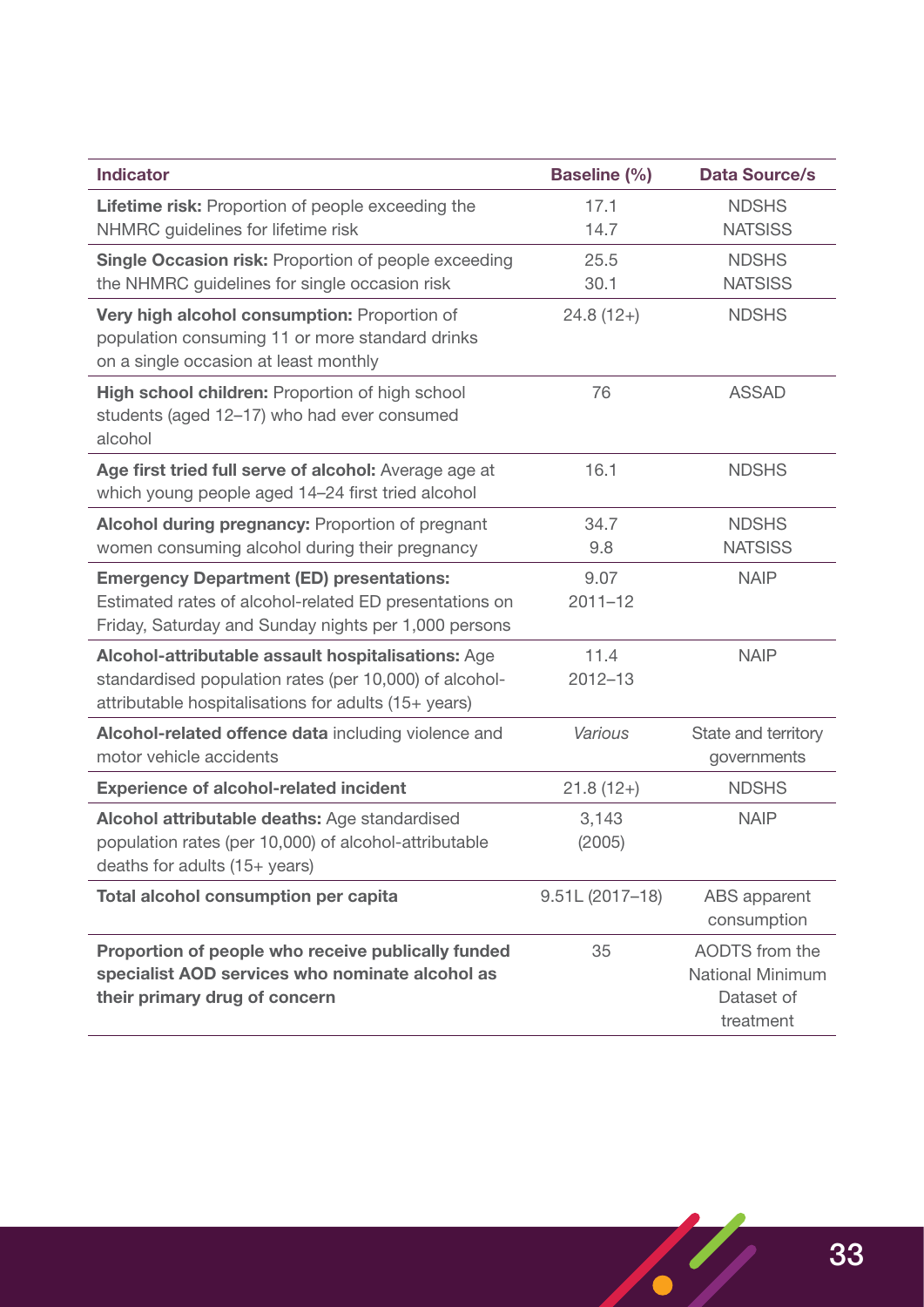| Indicator | Baseline (%) | Data Source/s |
| --- | --- | --- |
| **Lifetime risk:** Proportion of people exceeding the NHMRC guidelines for lifetime risk | 17.1<br>14.7 | NDSHS<br>NATSISS |
| **Single Occasion risk:** Proportion of people exceeding the NHMRC guidelines for single occasion risk | 25.5<br>30.1 | NDSHS<br>NATSISS |
| **Very high alcohol consumption:** Proportion of population consuming 11 or more standard drinks on a single occasion at least monthly | 24.8 (12+) | NDSHS |
| **High school children:** Proportion of high school students (aged 12–17) who had ever consumed alcohol | 76 | ASSAD |
| **Age first tried full serve of alcohol:** Average age at which young people aged 14–24 first tried alcohol | 16.1 | NDSHS |
| **Alcohol during pregnancy:** Proportion of pregnant women consuming alcohol during their pregnancy | 34.7<br>9.8 | NDSHS<br>NATSISS |
| **Emergency Department (ED) presentations:** Estimated rates of alcohol-related ED presentations on Friday, Saturday and Sunday nights per 1,000 persons | 9.07<br>2011–12 | NAIP |
| **Alcohol-attributable assault hospitalisations:** Age standardised population rates (per 10,000) of alcohol-attributable hospitalisations for adults (15+ years) | 11.4<br>2012–13 | NAIP |
| **Alcohol-related offence data** including violence and motor vehicle accidents | *Various* | State and territory governments |
| **Experience of alcohol-related incident** | 21.8 (12+) | NDSHS |
| **Alcohol attributable deaths:** Age standardised population rates (per 10,000) of alcohol-attributable deaths for adults (15+ years) | 3,143<br>(2005) | NAIP |
| **Total alcohol consumption per capita** | 9.51L (2017–18) | ABS apparent consumption |
| **Proportion of people who receive publically funded specialist AOD services who nominate alcohol as their primary drug of concern** | 35 | AODTS from the National Minimum Dataset of treatment |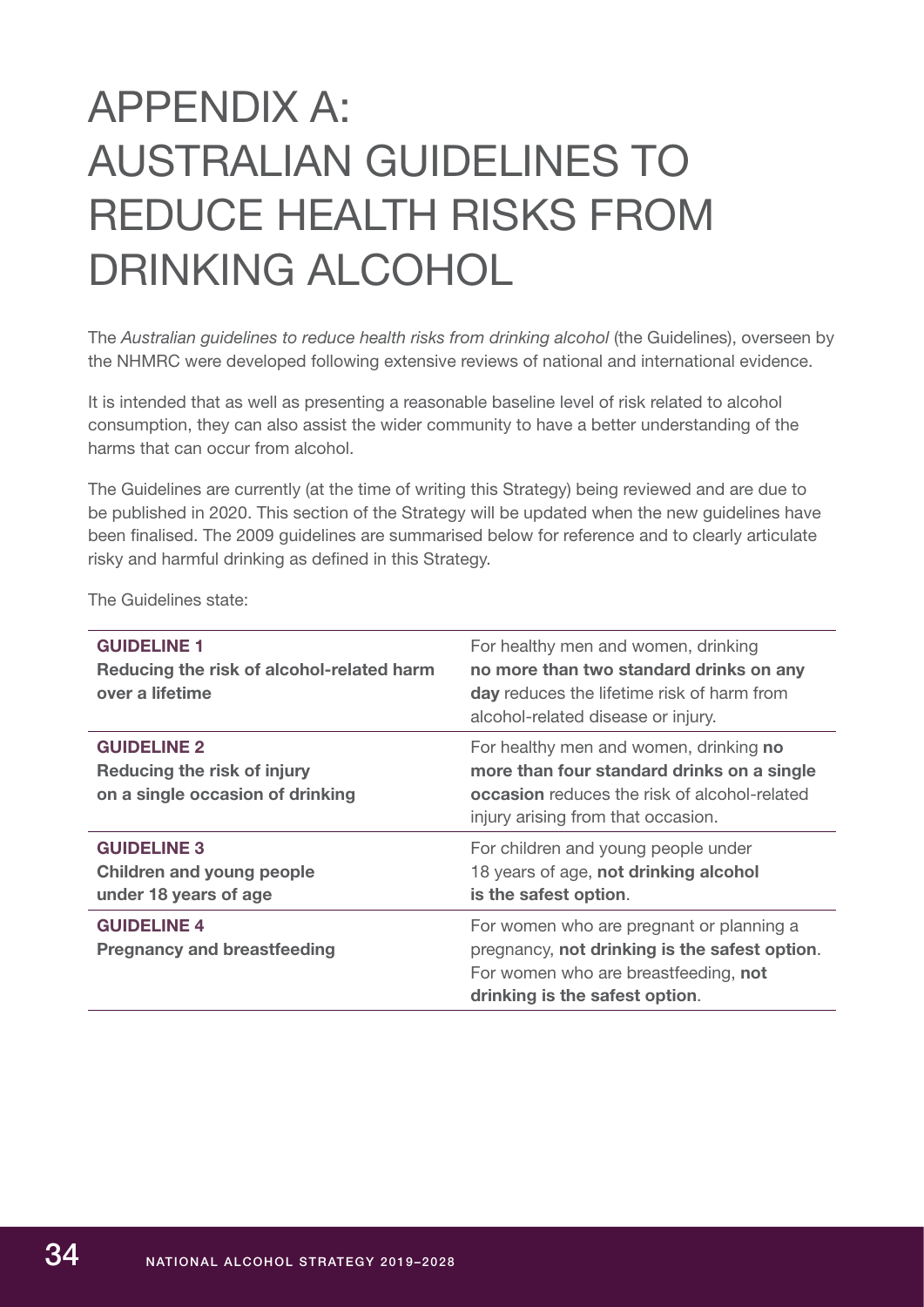# APPENDIX A: AUSTRALIAN GUIDELINES TO REDUCE HEALTH RISKS FROM DRINKING ALCOHOL

The *Australian guidelines to reduce health risks from drinking alcohol* (the Guidelines), overseen by the NHMRC were developed following extensive reviews of national and international evidence.

It is intended that as well as presenting a reasonable baseline level of risk related to alcohol consumption, they can also assist the wider community to have a better understanding of the harms that can occur from alcohol.

The Guidelines are currently (at the time of writing this Strategy) being reviewed and are due to be published in 2020. This section of the Strategy will be updated when the new guidelines have been finalised. The 2009 guidelines are summarised below for reference and to clearly articulate risky and harmful drinking as defined in this Strategy.

The Guidelines state:

| | |
|---|---|
| **GUIDELINE 1**<br>**Reducing the risk of alcohol-related harm over a lifetime** | For healthy men and women, drinking **no more than two standard drinks on any day** reduces the lifetime risk of harm from alcohol-related disease or injury. |
| **GUIDELINE 2**<br>**Reducing the risk of injury on a single occasion of drinking** | For healthy men and women, drinking **no more than four standard drinks on a single occasion** reduces the risk of alcohol-related injury arising from that occasion. |
| **GUIDELINE 3**<br>**Children and young people under 18 years of age** | For children and young people under 18 years of age, **not drinking alcohol is the safest option**. |
| **GUIDELINE 4**<br>**Pregnancy and breastfeeding** | For women who are pregnant or planning a pregnancy, **not drinking is the safest option**. For women who are breastfeeding, **not drinking is the safest option**. |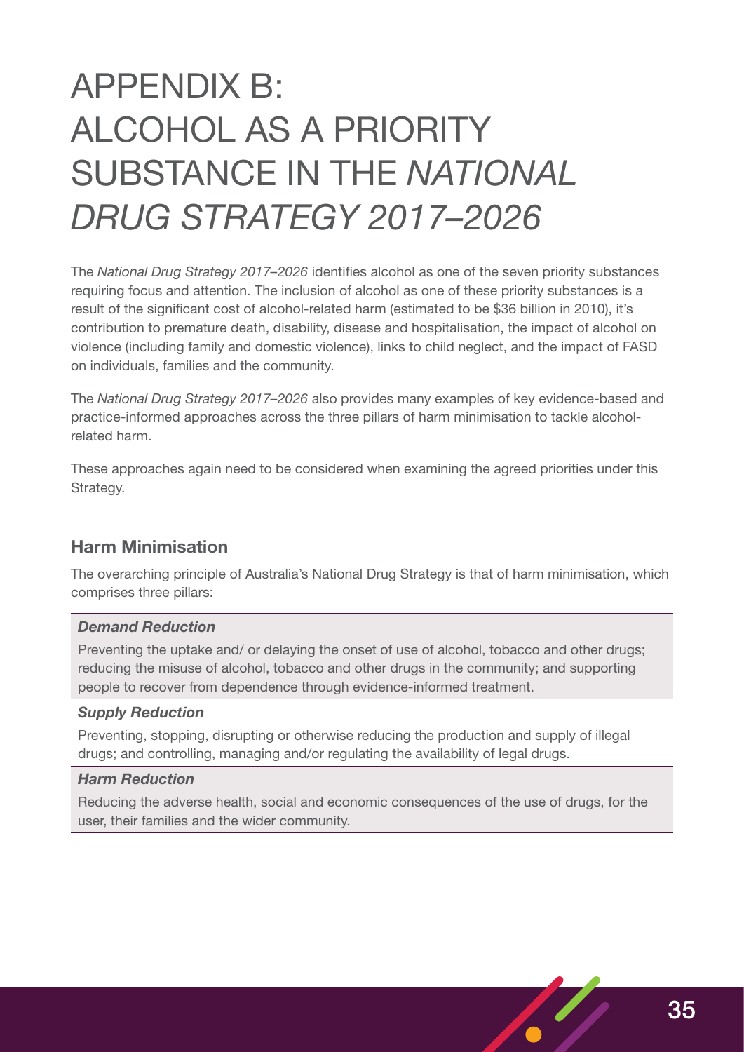# APPENDIX B: ALCOHOL AS A PRIORITY SUBSTANCE IN THE *NATIONAL DRUG STRATEGY 2017–2026*

The *National Drug Strategy 2017–2026* identifies alcohol as one of the seven priority substances requiring focus and attention. The inclusion of alcohol as one of these priority substances is a result of the significant cost of alcohol-related harm (estimated to be $36 billion in 2010), it's contribution to premature death, disability, disease and hospitalisation, the impact of alcohol on violence (including family and domestic violence), links to child neglect, and the impact of FASD on individuals, families and the community.

The *National Drug Strategy 2017–2026* also provides many examples of key evidence-based and practice-informed approaches across the three pillars of harm minimisation to tackle alcohol-related harm.

These approaches again need to be considered when examining the agreed priorities under this Strategy.

## Harm Minimisation

The overarching principle of Australia's National Drug Strategy is that of harm minimisation, which comprises three pillars:

***Demand Reduction***

Preventing the uptake and/ or delaying the onset of use of alcohol, tobacco and other drugs; reducing the misuse of alcohol, tobacco and other drugs in the community; and supporting people to recover from dependence through evidence-informed treatment.

***Supply Reduction***

Preventing, stopping, disrupting or otherwise reducing the production and supply of illegal drugs; and controlling, managing and/or regulating the availability of legal drugs.

***Harm Reduction***

Reducing the adverse health, social and economic consequences of the use of drugs, for the user, their families and the wider community.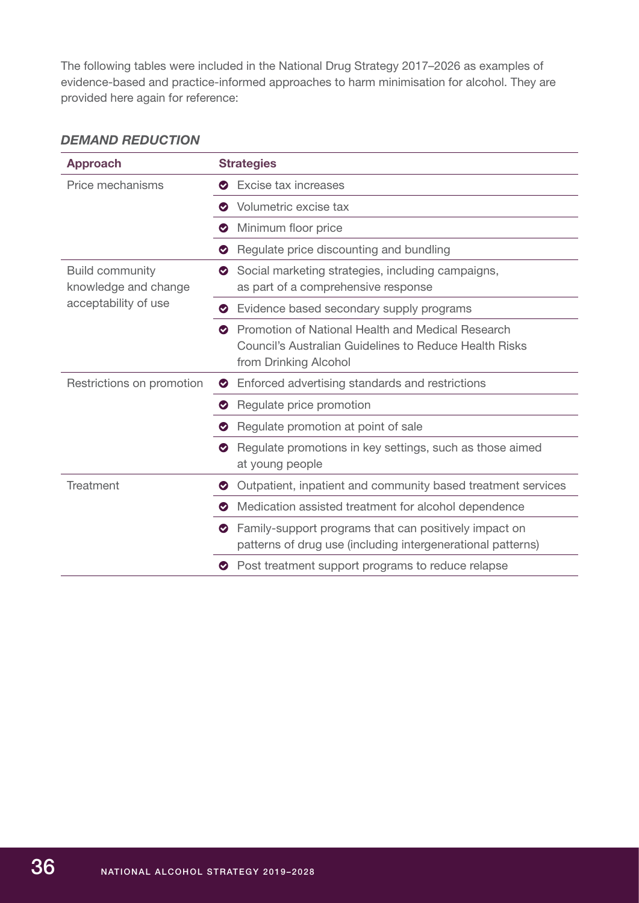The following tables were included in the National Drug Strategy 2017–2026 as examples of evidence-based and practice-informed approaches to harm minimisation for alcohol. They are provided here again for reference:

### *DEMAND REDUCTION*

| Approach | Strategies |
|---|---|
| Price mechanisms | Excise tax increases |
| | Volumetric excise tax |
| | Minimum floor price |
| | Regulate price discounting and bundling |
| Build community knowledge and change acceptability of use | Social marketing strategies, including campaigns, as part of a comprehensive response |
| | Evidence based secondary supply programs |
| | Promotion of National Health and Medical Research Council's Australian Guidelines to Reduce Health Risks from Drinking Alcohol |
| Restrictions on promotion | Enforced advertising standards and restrictions |
| | Regulate price promotion |
| | Regulate promotion at point of sale |
| | Regulate promotions in key settings, such as those aimed at young people |
| Treatment | Outpatient, inpatient and community based treatment services |
| | Medication assisted treatment for alcohol dependence |
| | Family-support programs that can positively impact on patterns of drug use (including intergenerational patterns) |
| | Post treatment support programs to reduce relapse |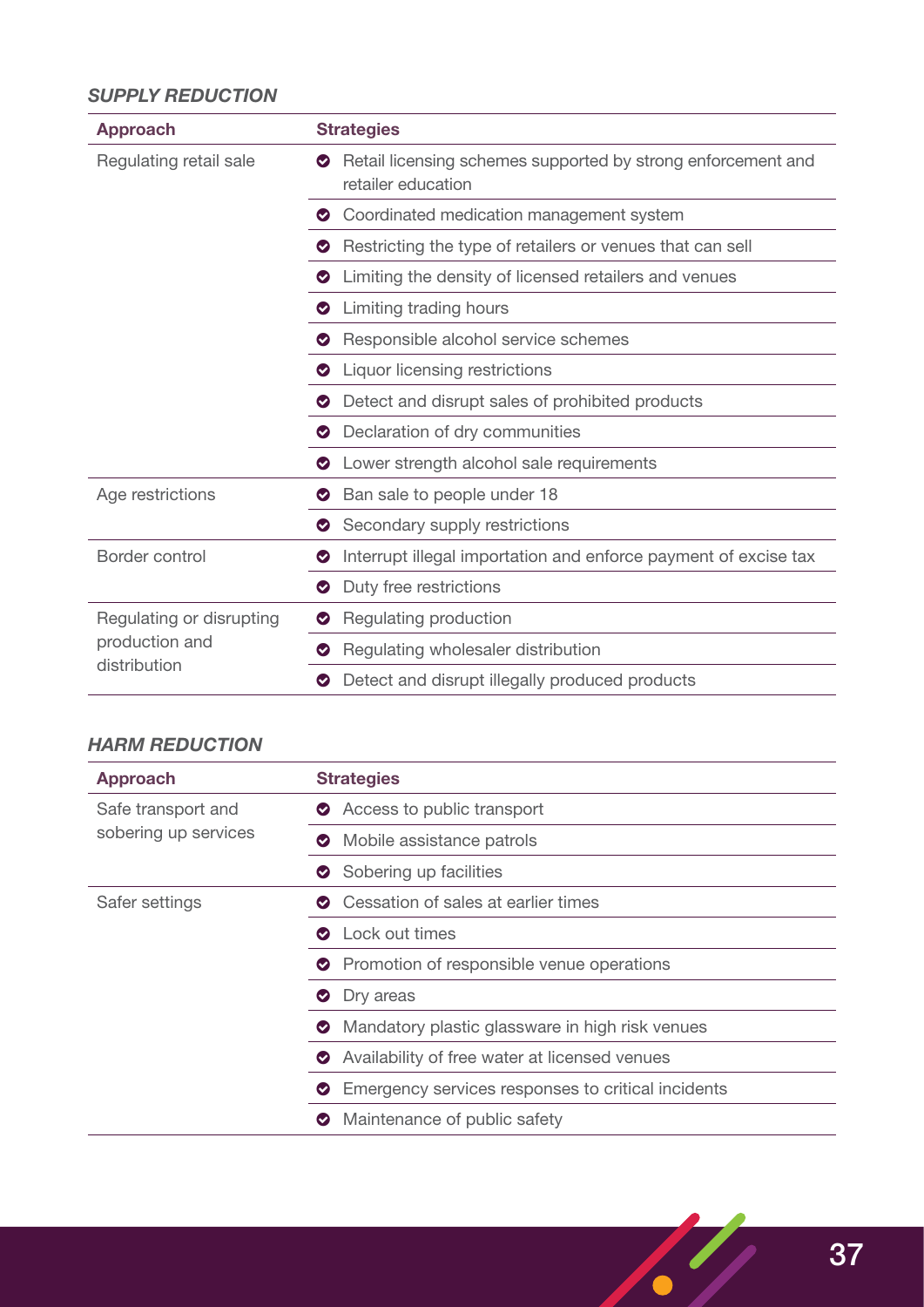***SUPPLY REDUCTION***

| Approach | Strategies |
|---|---|
| Regulating retail sale | Retail licensing schemes supported by strong enforcement and retailer education |
| | Coordinated medication management system |
| | Restricting the type of retailers or venues that can sell |
| | Limiting the density of licensed retailers and venues |
| | Limiting trading hours |
| | Responsible alcohol service schemes |
| | Liquor licensing restrictions |
| | Detect and disrupt sales of prohibited products |
| | Declaration of dry communities |
| | Lower strength alcohol sale requirements |
| Age restrictions | Ban sale to people under 18 |
| | Secondary supply restrictions |
| Border control | Interrupt illegal importation and enforce payment of excise tax |
| | Duty free restrictions |
| Regulating or disrupting production and distribution | Regulating production |
| | Regulating wholesaler distribution |
| | Detect and disrupt illegally produced products |

***HARM REDUCTION***

| Approach | Strategies |
|---|---|
| Safe transport and sobering up services | Access to public transport |
| | Mobile assistance patrols |
| | Sobering up facilities |
| Safer settings | Cessation of sales at earlier times |
| | Lock out times |
| | Promotion of responsible venue operations |
| | Dry areas |
| | Mandatory plastic glassware in high risk venues |
| | Availability of free water at licensed venues |
| | Emergency services responses to critical incidents |
| | Maintenance of public safety |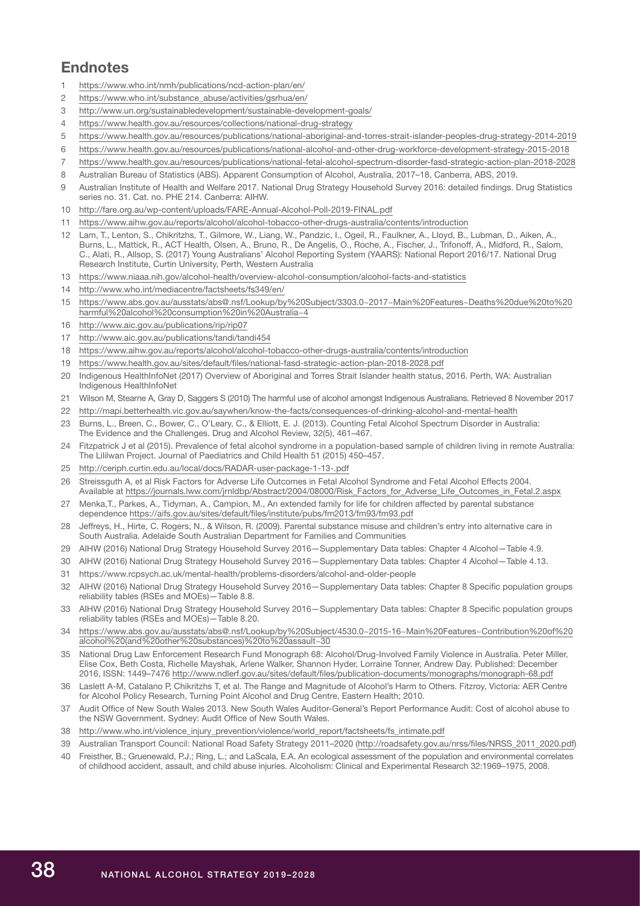## Endnotes

1. https://www.who.int/nmh/publications/ncd-action-plan/en/
2. https://www.who.int/substance_abuse/activities/gsrhua/en/
3. http://www.un.org/sustainabledevelopment/sustainable-development-goals/
4. https://www.health.gov.au/resources/collections/national-drug-strategy
5. https://www.health.gov.au/resources/publications/national-aboriginal-and-torres-strait-islander-peoples-drug-strategy-2014-2019
6. https://www.health.gov.au/resources/publications/national-alcohol-and-other-drug-workforce-development-strategy-2015-2018
7. https://www.health.gov.au/resources/publications/national-fetal-alcohol-spectrum-disorder-fasd-strategic-action-plan-2018-2028
8. Australian Bureau of Statistics (ABS). Apparent Consumption of Alcohol, Australia, 2017–18, Canberra, ABS, 2019.
9. Australian Institute of Health and Welfare 2017. National Drug Strategy Household Survey 2016: detailed findings. Drug Statistics series no. 31. Cat. no. PHE 214. Canberra: AIHW.
10. http://fare.org.au/wp-content/uploads/FARE-Annual-Alcohol-Poll-2019-FINAL.pdf
11. https://www.aihw.gov.au/reports/alcohol/alcohol-tobacco-other-drugs-australia/contents/introduction
12. Lam, T., Lenton, S., Chikritzhs, T., Gilmore, W., Liang, W., Pandzic, I., Ogeil, R., Faulkner, A., Lloyd, B., Lubman, D., Aiken, A., Burns, L., Mattick, R., ACT Health, Olsen, A., Bruno, R., De Angelis, O., Roche, A., Fischer, J., Trifonoff, A., Midford, R., Salom, C., Alati, R., Allsop, S. (2017) Young Australians' Alcohol Reporting System (YAARS): National Report 2016/17. National Drug Research Institute, Curtin University, Perth, Western Australia
13. https://www.niaaa.nih.gov/alcohol-health/overview-alcohol-consumption/alcohol-facts-and-statistics
14. http://www.who.int/mediacentre/factsheets/fs349/en/
15. https://www.abs.gov.au/ausstats/abs@.nsf/Lookup/by%20Subject/3303.0~2017~Main%20Features~Deaths%20due%20to%20harmful%20alcohol%20consumption%20in%20Australia~4
16. http://www.aic.gov.au/publications/rip/rip07
17. http://www.aic.gov.au/publications/tandi/tandi454
18. https://www.aihw.gov.au/reports/alcohol/alcohol-tobacco-other-drugs-australia/contents/introduction
19. https://www.health.gov.au/sites/default/files/national-fasd-strategic-action-plan-2018-2028.pdf
20. Indigenous HealthInfoNet (2017) Overview of Aboriginal and Torres Strait Islander health status, 2016. Perth, WA: Australian Indigenous HealthInfoNet
21. Wilson M, Stearne A, Gray D, Saggers S (2010) The harmful use of alcohol amongst Indigenous Australians. Retrieved 8 November 2017
22. http://mapi.betterhealth.vic.gov.au/saywhen/know-the-facts/consequences-of-drinking-alcohol-and-mental-health
23. Burns, L., Breen, C., Bower, C., O'Leary, C., & Elliott, E. J. (2013). Counting Fetal Alcohol Spectrum Disorder in Australia: The Evidence and the Challenges. Drug and Alcohol Review, 32(5), 461–467.
24. Fitzpatrick J et al (2015). Prevalence of fetal alcohol syndrome in a population-based sample of children living in remote Australia: The Lililwan Project. Journal of Paediatrics and Child Health 51 (2015) 450–457.
25. http://ceriph.curtin.edu.au/local/docs/RADAR-user-package-1-13-.pdf
26. Streissguth A, et al Risk Factors for Adverse Life Outcomes in Fetal Alcohol Syndrome and Fetal Alcohol Effects 2004. Available at https://journals.lww.com/jrnldbp/Abstract/2004/08000/Risk_Factors_for_Adverse_Life_Outcomes_in_Fetal.2.aspx
27. Menka,T., Parkes, A., Tidyman, A., Campion, M., An extended family for life for children affected by parental substance dependence https://aifs.gov.au/sites/default/files/institute/pubs/fm2013/fm93/fm93.pdf
28. Jeffreys, H., Hirte, C. Rogers, N., & Wilson, R. (2009). Parental substance misuse and children's entry into alternative care in South Australia. Adelaide South Australian Department for Families and Communities
29. AIHW (2016) National Drug Strategy Household Survey 2016—Supplementary Data tables: Chapter 4 Alcohol—Table 4.9.
30. AIHW (2016) National Drug Strategy Household Survey 2016—Supplementary Data tables: Chapter 4 Alcohol—Table 4.13.
31. https://www.rcpsych.ac.uk/mental-health/problems-disorders/alcohol-and-older-people
32. AIHW (2016) National Drug Strategy Household Survey 2016—Supplementary Data tables: Chapter 8 Specific population groups reliability tables (RSEs and MOEs)—Table 8.8.
33. AIHW (2016) National Drug Strategy Household Survey 2016—Supplementary Data tables: Chapter 8 Specific population groups reliability tables (RSEs and MOEs)—Table 8.20.
34. https://www.abs.gov.au/ausstats/abs@.nsf/Lookup/by%20Subject/4530.0~2015-16~Main%20Features~Contribution%20of%20alcohol%20(and%20other%20substances)%20to%20assault~30
35. National Drug Law Enforcement Research Fund Monograph 68: Alcohol/Drug-Involved Family Violence in Australia. Peter Miller, Elise Cox, Beth Costa, Richelle Mayshak, Arlene Walker, Shannon Hyder, Lorraine Tonner, Andrew Day. Published: December 2016, ISSN: 1449–7476 http://www.ndlerf.gov.au/sites/default/files/publication-documents/monographs/monograph-68.pdf
36. Laslett A-M, Catalano P, Chikritzhs T, et al. The Range and Magnitude of Alcohol's Harm to Others. Fitzroy, Victoria: AER Centre for Alcohol Policy Research, Turning Point Alcohol and Drug Centre, Eastern Health; 2010.
37. Audit Office of New South Wales 2013. New South Wales Auditor-General's Report Performance Audit: Cost of alcohol abuse to the NSW Government. Sydney: Audit Office of New South Wales.
38. http://www.who.int/violence_injury_prevention/violence/world_report/factsheets/fs_intimate.pdf
39. Australian Transport Council: National Road Safety Strategy 2011–2020 (http://roadsafety.gov.au/nrss/files/NRSS_2011_2020.pdf)
40. Freisther, B.; Gruenewald, P.J.; Ring, L.; and LaScala, E.A. An ecological assessment of the population and environmental correlates of childhood accident, assault, and child abuse injuries. Alcoholism: Clinical and Experimental Research 32:1969–1975, 2008.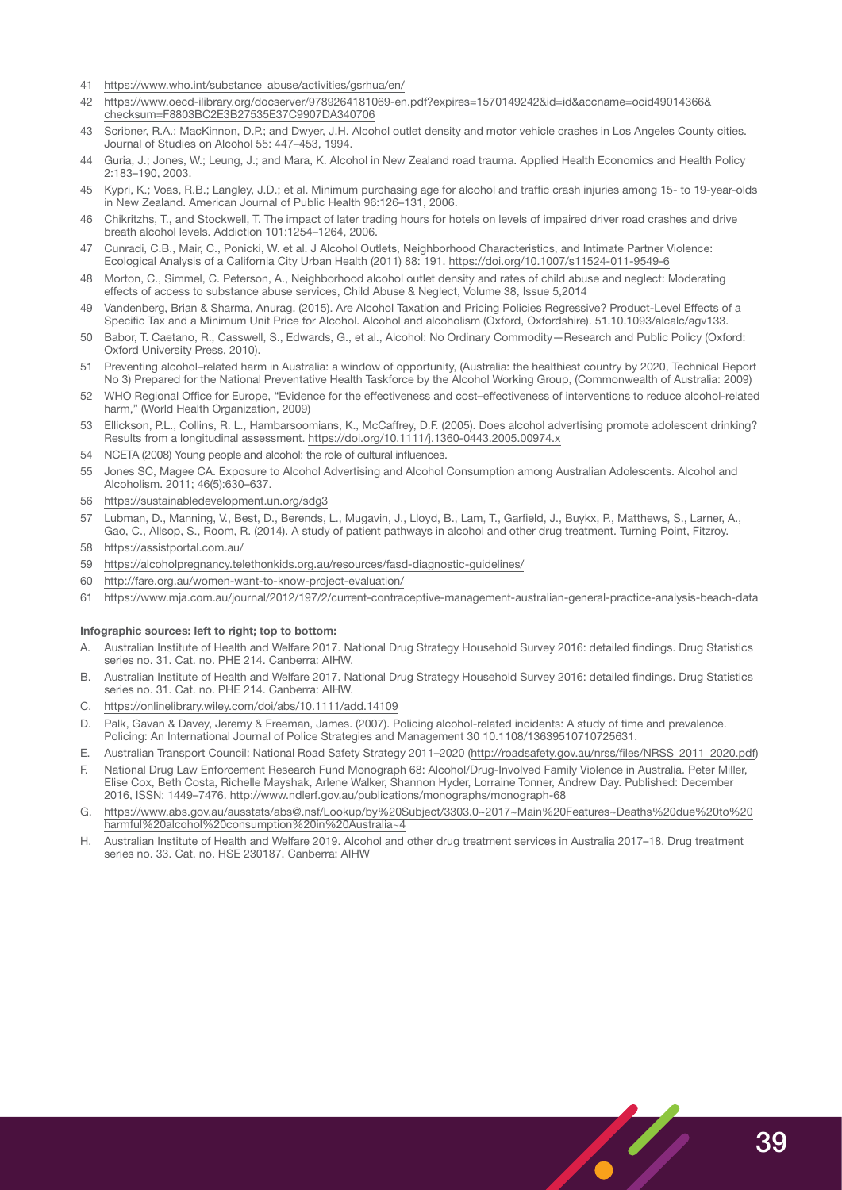41 https://www.who.int/substance_abuse/activities/gsrhua/en/

42 https://www.oecd-ilibrary.org/docserver/9789264181069-en.pdf?expires=1570149242&id=id&accname=ocid49014366&checksum=F8803BC2E3B27535E37C9907DA340706

43 Scribner, R.A.; MacKinnon, D.P.; and Dwyer, J.H. Alcohol outlet density and motor vehicle crashes in Los Angeles County cities. Journal of Studies on Alcohol 55: 447–453, 1994.

44 Guria, J.; Jones, W.; Leung, J.; and Mara, K. Alcohol in New Zealand road trauma. Applied Health Economics and Health Policy 2:183–190, 2003.

45 Kypri, K.; Voas, R.B.; Langley, J.D.; et al. Minimum purchasing age for alcohol and traffic crash injuries among 15- to 19-year-olds in New Zealand. American Journal of Public Health 96:126–131, 2006.

46 Chikritzhs, T., and Stockwell, T. The impact of later trading hours for hotels on levels of impaired driver road crashes and drive breath alcohol levels. Addiction 101:1254–1264, 2006.

47 Cunradi, C.B., Mair, C., Ponicki, W. et al. J Alcohol Outlets, Neighborhood Characteristics, and Intimate Partner Violence: Ecological Analysis of a California City Urban Health (2011) 88: 191. https://doi.org/10.1007/s11524-011-9549-6

48 Morton, C., Simmel, C. Peterson, A., Neighborhood alcohol outlet density and rates of child abuse and neglect: Moderating effects of access to substance abuse services, Child Abuse & Neglect, Volume 38, Issue 5,2014

49 Vandenberg, Brian & Sharma, Anurag. (2015). Are Alcohol Taxation and Pricing Policies Regressive? Product-Level Effects of a Specific Tax and a Minimum Unit Price for Alcohol. Alcohol and alcoholism (Oxford, Oxfordshire). 51.10.1093/alcalc/agv133.

50 Babor, T. Caetano, R., Casswell, S., Edwards, G., et al., Alcohol: No Ordinary Commodity—Research and Public Policy (Oxford: Oxford University Press, 2010).

51 Preventing alcohol–related harm in Australia: a window of opportunity, (Australia: the healthiest country by 2020, Technical Report No 3) Prepared for the National Preventative Health Taskforce by the Alcohol Working Group, (Commonwealth of Australia: 2009)

52 WHO Regional Office for Europe, "Evidence for the effectiveness and cost–effectiveness of interventions to reduce alcohol-related harm," (World Health Organization, 2009)

53 Ellickson, P.L., Collins, R. L., Hambarsoomians, K., McCaffrey, D.F. (2005). Does alcohol advertising promote adolescent drinking? Results from a longitudinal assessment. https://doi.org/10.1111/j.1360-0443.2005.00974.x

54 NCETA (2008) Young people and alcohol: the role of cultural influences.

55 Jones SC, Magee CA. Exposure to Alcohol Advertising and Alcohol Consumption among Australian Adolescents. Alcohol and Alcoholism. 2011; 46(5):630–637.

56 https://sustainabledevelopment.un.org/sdg3

57 Lubman, D., Manning, V., Best, D., Berends, L., Mugavin, J., Lloyd, B., Lam, T., Garfield, J., Buykx, P., Matthews, S., Larner, A., Gao, C., Allsop, S., Room, R. (2014). A study of patient pathways in alcohol and other drug treatment. Turning Point, Fitzroy.

58 https://assistportal.com.au/

59 https://alcoholpregnancy.telethonkids.org.au/resources/fasd-diagnostic-guidelines/

60 http://fare.org.au/women-want-to-know-project-evaluation/

61 https://www.mja.com.au/journal/2012/197/2/current-contraceptive-management-australian-general-practice-analysis-beach-data

**Infographic sources: left to right; top to bottom:**

A. Australian Institute of Health and Welfare 2017. National Drug Strategy Household Survey 2016: detailed findings. Drug Statistics series no. 31. Cat. no. PHE 214. Canberra: AIHW.

B. Australian Institute of Health and Welfare 2017. National Drug Strategy Household Survey 2016: detailed findings. Drug Statistics series no. 31. Cat. no. PHE 214. Canberra: AIHW.

C. https://onlinelibrary.wiley.com/doi/abs/10.1111/add.14109

D. Palk, Gavan & Davey, Jeremy & Freeman, James. (2007). Policing alcohol-related incidents: A study of time and prevalence. Policing: An International Journal of Police Strategies and Management 30 10.1108/13639510710725631.

E. Australian Transport Council: National Road Safety Strategy 2011–2020 (http://roadsafety.gov.au/nrss/files/NRSS_2011_2020.pdf)

F. National Drug Law Enforcement Research Fund Monograph 68: Alcohol/Drug-Involved Family Violence in Australia. Peter Miller, Elise Cox, Beth Costa, Richelle Mayshak, Arlene Walker, Shannon Hyder, Lorraine Tonner, Andrew Day. Published: December 2016, ISSN: 1449–7476. http://www.ndlerf.gov.au/publications/monographs/monograph-68

G. https://www.abs.gov.au/ausstats/abs@.nsf/Lookup/by%20Subject/3303.0~2017~Main%20Features~Deaths%20due%20to%20harmful%20alcohol%20consumption%20in%20Australia~4

H. Australian Institute of Health and Welfare 2019. Alcohol and other drug treatment services in Australia 2017–18. Drug treatment series no. 33. Cat. no. HSE 230187. Canberra: AIHW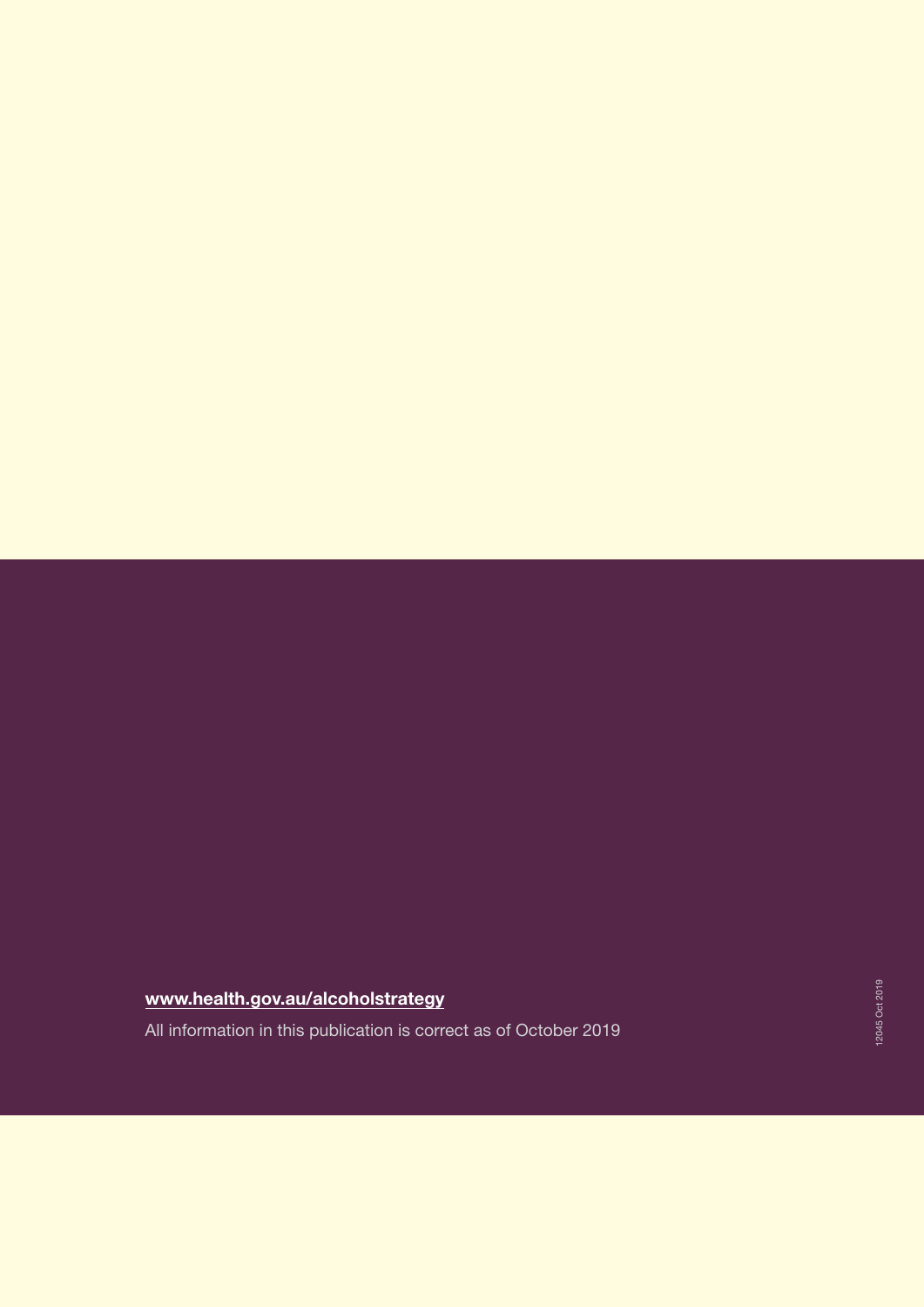**[www.health.gov.au/alcoholstrategy](http://www.health.gov.au/alcoholstrategy)**

All information in this publication is correct as of October 2019

12045 Oct 2019